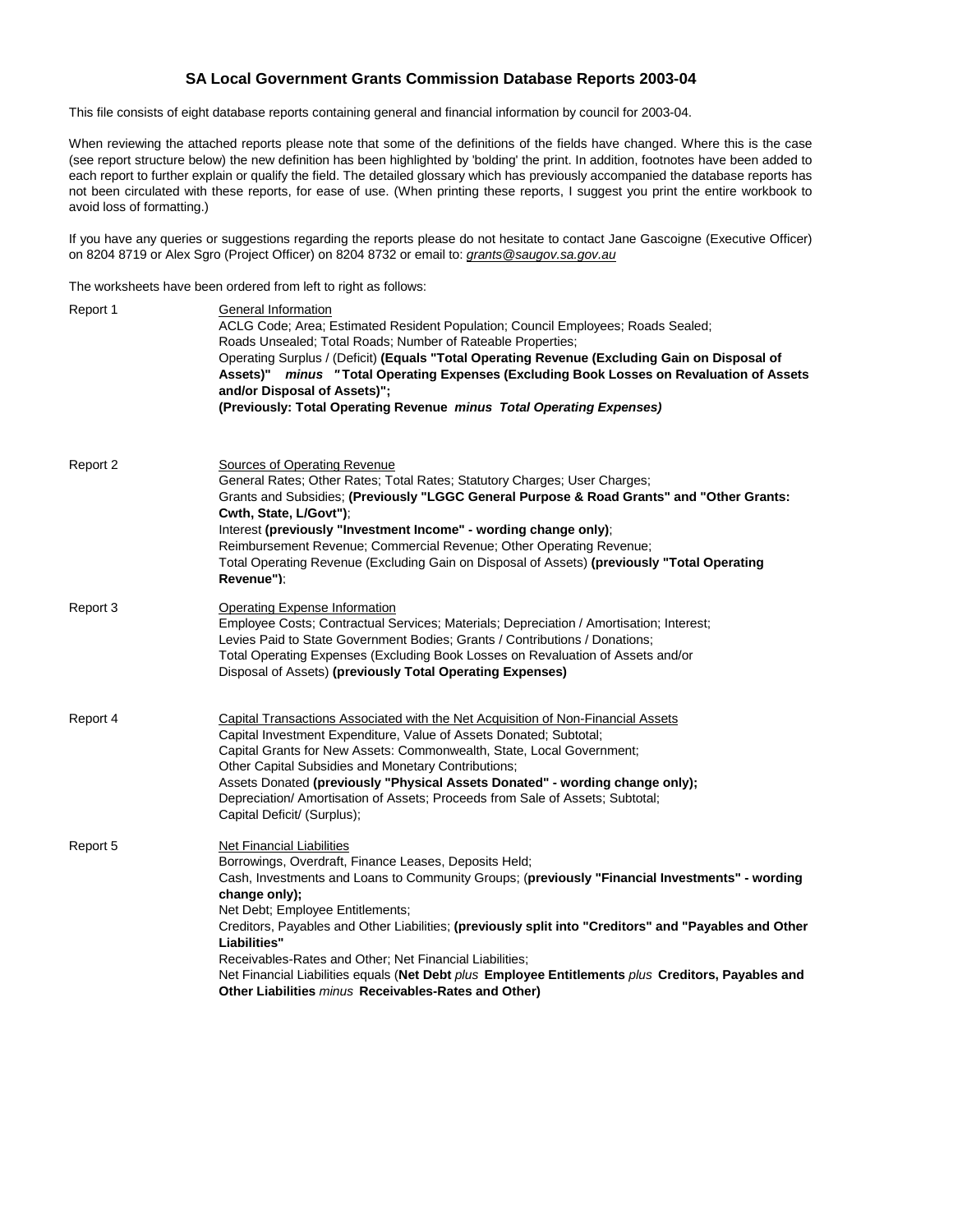# SA Local Government Grants Commission Database Reports 2003-04

This file consists of eight database reports containing general and financial information by council for 2003-04.

When reviewing the attached reports please note that some of the definitions of the fields have changed. Where this is the case (see report structure below) the new definition has been highlighted by 'bolding' the print. In addition, footnotes have been added to each report to further explain or qualify the field. The detailed glossary which has previously accompanied the database reports has not been circulated with these reports, for ease of use. (When printing these reports, I suggest you print the entire workbook to avoid loss of formatting.)

If you have any queries or suggestions regarding the reports please do not hesitate to contact Jane Gascoigne (Executive Officer) on 8204 8719 or Alex Sgro (Project Officer) on 8204 8732 or email to: *grants@saugov.sa.gov.au*

The worksheets have been ordered from left to right as follows:

**Report 1**

General Information
ACLG Code; Area; Estimated Resident Population; Council Employees; Roads Sealed; Roads Unsealed; Total Roads; Number of Rateable Properties;
Operating Surplus / (Deficit) **(Equals "Total Operating Revenue (Excluding Gain on Disposal of Assets)"** ***minus*** **"Total Operating Expenses (Excluding Book Losses on Revaluation of Assets and/or Disposal of Assets)";**
**(Previously: Total Operating Revenue** ***minus*** ***Total Operating Expenses*****)**

**Report 2**

Sources of Operating Revenue
General Rates; Other Rates; Total Rates; Statutory Charges; User Charges;
Grants and Subsidies; **(Previously "LGGC General Purpose & Road Grants" and "Other Grants: Cwth, State, L/Govt")**;
Interest **(previously "Investment Income" - wording change only)**;
Reimbursement Revenue; Commercial Revenue; Other Operating Revenue;
Total Operating Revenue (Excluding Gain on Disposal of Assets) **(previously "Total Operating Revenue")**;

**Report 3**

Operating Expense Information
Employee Costs; Contractual Services; Materials; Depreciation / Amortisation; Interest;
Levies Paid to State Government Bodies; Grants / Contributions / Donations;
Total Operating Expenses (Excluding Book Losses on Revaluation of Assets and/or Disposal of Assets) **(previously Total Operating Expenses)**

**Report 4**

Capital Transactions Associated with the Net Acquisition of Non-Financial Assets
Capital Investment Expenditure, Value of Assets Donated; Subtotal;
Capital Grants for New Assets: Commonwealth, State, Local Government;
Other Capital Subsidies and Monetary Contributions;
Assets Donated **(previously "Physical Assets Donated" - wording change only);**
Depreciation/ Amortisation of Assets; Proceeds from Sale of Assets; Subtotal;
Capital Deficit/ (Surplus);

**Report 5**

Net Financial Liabilities
Borrowings, Overdraft, Finance Leases, Deposits Held;
Cash, Investments and Loans to Community Groups; **(previously "Financial Investments" - wording change only);**
Net Debt; Employee Entitlements;
Creditors, Payables and Other Liabilities; **(previously split into "Creditors" and "Payables and Other Liabilities"**
Receivables-Rates and Other; Net Financial Liabilities;
Net Financial Liabilities equals (**Net Debt** *plus* **Employee Entitlements** *plus* **Creditors, Payables and Other Liabilities** *minus* **Receivables-Rates and Other)**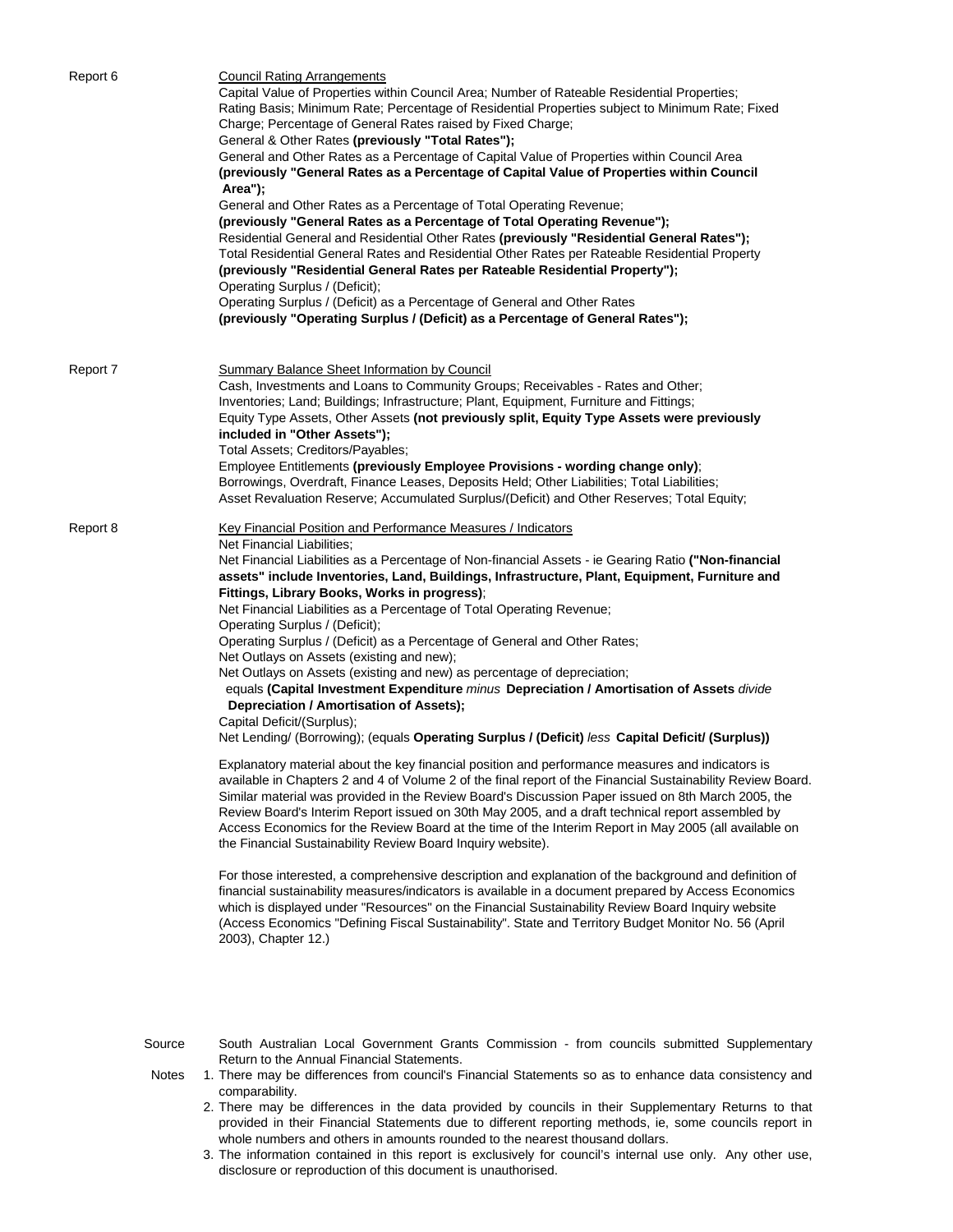**Report 6**

Council Rating Arrangements

Capital Value of Properties within Council Area; Number of Rateable Residential Properties; Rating Basis; Minimum Rate; Percentage of Residential Properties subject to Minimum Rate; Fixed Charge; Percentage of General Rates raised by Fixed Charge;
General & Other Rates **(previously "Total Rates");**
General and Other Rates as a Percentage of Capital Value of Properties within Council Area **(previously "General Rates as a Percentage of Capital Value of Properties within Council Area");**
General and Other Rates as a Percentage of Total Operating Revenue;
**(previously "General Rates as a Percentage of Total Operating Revenue");**
Residential General and Residential Other Rates **(previously "Residential General Rates");**
Total Residential General Rates and Residential Other Rates per Rateable Residential Property **(previously "Residential General Rates per Rateable Residential Property");**
Operating Surplus / (Deficit);
Operating Surplus / (Deficit) as a Percentage of General and Other Rates **(previously "Operating Surplus / (Deficit) as a Percentage of General Rates");**

**Report 7**

Summary Balance Sheet Information by Council

Cash, Investments and Loans to Community Groups; Receivables - Rates and Other; Inventories; Land; Buildings; Infrastructure; Plant, Equipment, Furniture and Fittings;
Equity Type Assets, Other Assets **(not previously split, Equity Type Assets were previously included in "Other Assets");**
Total Assets; Creditors/Payables;
Employee Entitlements **(previously Employee Provisions - wording change only)**;
Borrowings, Overdraft, Finance Leases, Deposits Held; Other Liabilities; Total Liabilities;
Asset Revaluation Reserve; Accumulated Surplus/(Deficit) and Other Reserves; Total Equity;

**Report 8**

Key Financial Position and Performance Measures / Indicators

Net Financial Liabilities;
Net Financial Liabilities as a Percentage of Non-financial Assets - ie Gearing Ratio **("Non-financial assets" include Inventories, Land, Buildings, Infrastructure, Plant, Equipment, Furniture and Fittings, Library Books, Works in progress)**;
Net Financial Liabilities as a Percentage of Total Operating Revenue;
Operating Surplus / (Deficit);
Operating Surplus / (Deficit) as a Percentage of General and Other Rates;
Net Outlays on Assets (existing and new);
Net Outlays on Assets (existing and new) as percentage of depreciation;
equals **(Capital Investment Expenditure** *minus* **Depreciation / Amortisation of Assets** *divide* **Depreciation / Amortisation of Assets);**
Capital Deficit/(Surplus);
Net Lending/ (Borrowing); (equals **Operating Surplus / (Deficit)** *less* **Capital Deficit/ (Surplus))**

Explanatory material about the key financial position and performance measures and indicators is available in Chapters 2 and 4 of Volume 2 of the final report of the Financial Sustainability Review Board. Similar material was provided in the Review Board's Discussion Paper issued on 8th March 2005, the Review Board's Interim Report issued on 30th May 2005, and a draft technical report assembled by Access Economics for the Review Board at the time of the Interim Report in May 2005 (all available on the Financial Sustainability Review Board Inquiry website).

For those interested, a comprehensive description and explanation of the background and definition of financial sustainability measures/indicators is available in a document prepared by Access Economics which is displayed under "Resources" on the Financial Sustainability Review Board Inquiry website (Access Economics "Defining Fiscal Sustainability". State and Territory Budget Monitor No. 56 (April 2003), Chapter 12.)

Source: South Australian Local Government Grants Commission - from councils submitted Supplementary Return to the Annual Financial Statements.

Notes:
1. There may be differences from council's Financial Statements so as to enhance data consistency and comparability.
2. There may be differences in the data provided by councils in their Supplementary Returns to that provided in their Financial Statements due to different reporting methods, ie, some councils report in whole numbers and others in amounts rounded to the nearest thousand dollars.
3. The information contained in this report is exclusively for council's internal use only. Any other use, disclosure or reproduction of this document is unauthorised.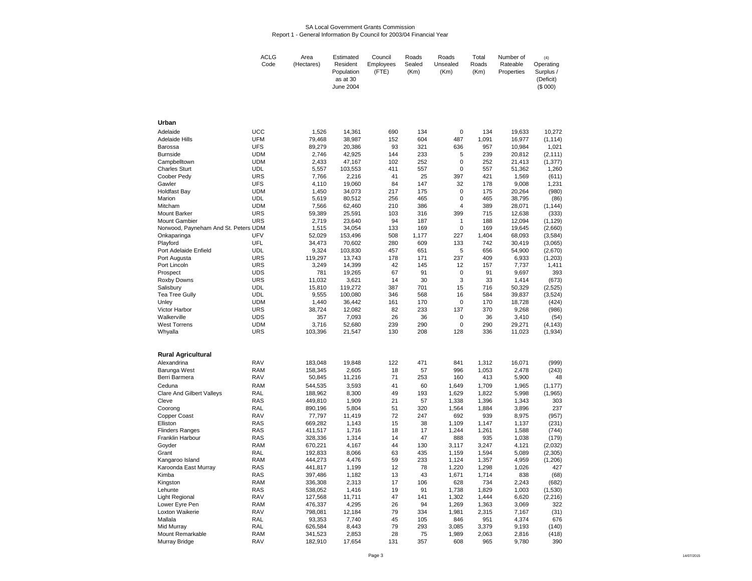SA Local Government Grants Commission
Report 1 - General Information By Council for 2003/04 Financial Year

| | ACLG Code | Area (Hectares) | Estimated Resident Population as at 30 June 2004 | Council Employees (FTE) | Roads Sealed (Km) | Roads Unsealed (Km) | Total Roads (Km) | Number of Rateable Properties | (4) Operating Surplus / (Deficit) ($ 000) |
|---|---|---|---|---|---|---|---|---|---|
| **Urban** | | | | | | | | | |
| Adelaide | UCC | 1,526 | 14,361 | 690 | 134 | 0 | 134 | 19,633 | 10,272 |
| Adelaide Hills | UFM | 79,468 | 38,987 | 152 | 604 | 487 | 1,091 | 16,977 | (1,114) |
| Barossa | UFS | 89,279 | 20,386 | 93 | 321 | 636 | 957 | 10,984 | 1,021 |
| Burnside | UDM | 2,746 | 42,925 | 144 | 233 | 5 | 239 | 20,812 | (2,111) |
| Campbelltown | UDM | 2,433 | 47,167 | 102 | 252 | 0 | 252 | 21,413 | (1,377) |
| Charles Sturt | UDL | 5,557 | 103,553 | 411 | 557 | 0 | 557 | 51,362 | 1,260 |
| Coober Pedy | URS | 7,766 | 2,216 | 41 | 25 | 397 | 421 | 1,569 | (611) |
| Gawler | UFS | 4,110 | 19,060 | 84 | 147 | 32 | 178 | 9,008 | 1,231 |
| Holdfast Bay | UDM | 1,450 | 34,073 | 217 | 175 | 0 | 175 | 20,264 | (980) |
| Marion | UDL | 5,619 | 80,512 | 256 | 465 | 0 | 465 | 38,795 | (86) |
| Mitcham | UDM | 7,566 | 62,460 | 210 | 386 | 4 | 389 | 28,071 | (1,144) |
| Mount Barker | URS | 59,389 | 25,591 | 103 | 316 | 399 | 715 | 12,638 | (333) |
| Mount Gambier | URS | 2,719 | 23,640 | 94 | 187 | 1 | 188 | 12,094 | (1,129) |
| Norwood, Payneham And St. Peters | UDM | 1,515 | 34,054 | 133 | 169 | 0 | 169 | 19,645 | (2,660) |
| Onkaparinga | UFV | 52,029 | 153,496 | 508 | 1,177 | 227 | 1,404 | 68,093 | (3,584) |
| Playford | UFL | 34,473 | 70,602 | 280 | 609 | 133 | 742 | 30,419 | (3,065) |
| Port Adelaide Enfield | UDL | 9,324 | 103,830 | 457 | 651 | 5 | 656 | 54,900 | (2,670) |
| Port Augusta | URS | 119,297 | 13,743 | 178 | 171 | 237 | 409 | 6,933 | (1,203) |
| Port Lincoln | URS | 3,249 | 14,399 | 42 | 145 | 12 | 157 | 7,737 | 1,411 |
| Prospect | UDS | 781 | 19,265 | 67 | 91 | 0 | 91 | 9,697 | 393 |
| Roxby Downs | URS | 11,032 | 3,621 | 14 | 30 | 3 | 33 | 1,414 | (673) |
| Salisbury | UDL | 15,810 | 119,272 | 387 | 701 | 15 | 716 | 50,329 | (2,525) |
| Tea Tree Gully | UDL | 9,555 | 100,080 | 346 | 568 | 16 | 584 | 39,837 | (3,524) |
| Unley | UDM | 1,440 | 36,442 | 161 | 170 | 0 | 170 | 18,728 | (424) |
| Victor Harbor | URS | 38,724 | 12,082 | 82 | 233 | 137 | 370 | 9,268 | (986) |
| Walkerville | UDS | 357 | 7,093 | 26 | 36 | 0 | 36 | 3,410 | (54) |
| West Torrens | UDM | 3,716 | 52,680 | 239 | 290 | 0 | 290 | 29,271 | (4,143) |
| Whyalla | URS | 103,396 | 21,547 | 130 | 208 | 128 | 336 | 11,023 | (1,934) |
| **Rural Agricultural** | | | | | | | | | |
| Alexandrina | RAV | 183,048 | 19,848 | 122 | 471 | 841 | 1,312 | 16,071 | (999) |
| Barunga West | RAM | 158,345 | 2,605 | 18 | 57 | 996 | 1,053 | 2,478 | (243) |
| Berri Barmera | RAV | 50,845 | 11,216 | 71 | 253 | 160 | 413 | 5,900 | 48 |
| Ceduna | RAM | 544,535 | 3,593 | 41 | 60 | 1,649 | 1,709 | 1,965 | (1,177) |
| Clare And Gilbert Valleys | RAL | 188,962 | 8,300 | 49 | 193 | 1,629 | 1,822 | 5,998 | (1,965) |
| Cleve | RAS | 449,810 | 1,909 | 21 | 57 | 1,338 | 1,396 | 1,343 | 303 |
| Coorong | RAL | 890,196 | 5,804 | 51 | 320 | 1,564 | 1,884 | 3,896 | 237 |
| Copper Coast | RAV | 77,797 | 11,419 | 72 | 247 | 692 | 939 | 8,975 | (957) |
| Elliston | RAS | 669,282 | 1,143 | 15 | 38 | 1,109 | 1,147 | 1,137 | (231) |
| Flinders Ranges | RAS | 411,517 | 1,716 | 18 | 17 | 1,244 | 1,261 | 1,588 | (744) |
| Franklin Harbour | RAS | 328,336 | 1,314 | 14 | 47 | 888 | 935 | 1,038 | (179) |
| Goyder | RAM | 670,221 | 4,167 | 44 | 130 | 3,117 | 3,247 | 4,121 | (2,032) |
| Grant | RAL | 192,833 | 8,066 | 63 | 435 | 1,159 | 1,594 | 5,089 | (2,305) |
| Kangaroo Island | RAM | 444,273 | 4,476 | 59 | 233 | 1,124 | 1,357 | 4,959 | (1,206) |
| Karoonda East Murray | RAS | 441,817 | 1,199 | 12 | 78 | 1,220 | 1,298 | 1,026 | 427 |
| Kimba | RAS | 397,486 | 1,182 | 13 | 43 | 1,671 | 1,714 | 838 | (68) |
| Kingston | RAM | 336,308 | 2,313 | 17 | 106 | 628 | 734 | 2,243 | (682) |
| Lehunte | RAS | 538,052 | 1,416 | 19 | 91 | 1,738 | 1,829 | 1,003 | (1,530) |
| Light Regional | RAV | 127,568 | 11,711 | 47 | 141 | 1,302 | 1,444 | 6,620 | (2,216) |
| Lower Eyre Pen | RAM | 476,337 | 4,295 | 26 | 94 | 1,269 | 1,363 | 3,069 | 322 |
| Loxton Waikerie | RAV | 798,081 | 12,184 | 79 | 334 | 1,981 | 2,315 | 7,167 | (31) |
| Mallala | RAL | 93,353 | 7,740 | 45 | 105 | 846 | 951 | 4,374 | 676 |
| Mid Murray | RAL | 626,584 | 8,443 | 79 | 293 | 3,085 | 3,379 | 9,193 | (140) |
| Mount Remarkable | RAM | 341,523 | 2,853 | 28 | 75 | 1,989 | 2,063 | 2,816 | (418) |
| Murray Bridge | RAV | 182,910 | 17,654 | 131 | 357 | 608 | 965 | 9,780 | 390 |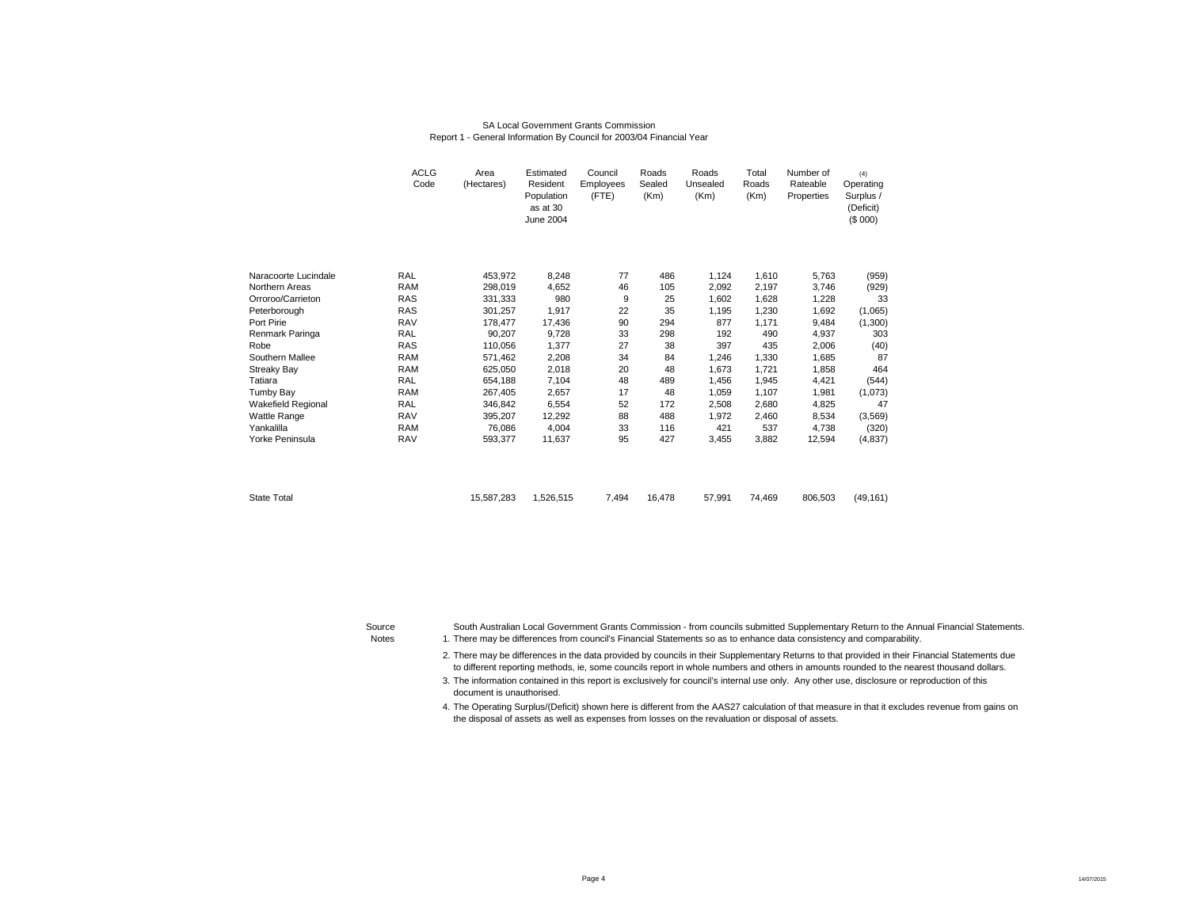SA Local Government Grants Commission
Report 1 - General Information By Council for 2003/04 Financial Year

| | ACLG Code | Area (Hectares) | Estimated Resident Population as at 30 June 2004 | Council Employees (FTE) | Roads Sealed (Km) | Roads Unsealed (Km) | Total Roads (Km) | Number of Rateable Properties | (4) Operating Surplus / (Deficit) ($ 000) |
|---|---|---|---|---|---|---|---|---|---|
| Naracoorte Lucindale | RAL | 453,972 | 8,248 | 77 | 486 | 1,124 | 1,610 | 5,763 | (959) |
| Northern Areas | RAM | 298,019 | 4,652 | 46 | 105 | 2,092 | 2,197 | 3,746 | (929) |
| Orroroo/Carrieton | RAS | 331,333 | 980 | 9 | 25 | 1,602 | 1,628 | 1,228 | 33 |
| Peterborough | RAS | 301,257 | 1,917 | 22 | 35 | 1,195 | 1,230 | 1,692 | (1,065) |
| Port Pirie | RAV | 178,477 | 17,436 | 90 | 294 | 877 | 1,171 | 9,484 | (1,300) |
| Renmark Paringa | RAL | 90,207 | 9,728 | 33 | 298 | 192 | 490 | 4,937 | 303 |
| Robe | RAS | 110,056 | 1,377 | 27 | 38 | 397 | 435 | 2,006 | (40) |
| Southern Mallee | RAM | 571,462 | 2,208 | 34 | 84 | 1,246 | 1,330 | 1,685 | 87 |
| Streaky Bay | RAM | 625,050 | 2,018 | 20 | 48 | 1,673 | 1,721 | 1,858 | 464 |
| Tatiara | RAL | 654,188 | 7,104 | 48 | 489 | 1,456 | 1,945 | 4,421 | (544) |
| Tumby Bay | RAM | 267,405 | 2,657 | 17 | 48 | 1,059 | 1,107 | 1,981 | (1,073) |
| Wakefield Regional | RAL | 346,842 | 6,554 | 52 | 172 | 2,508 | 2,680 | 4,825 | 47 |
| Wattle Range | RAV | 395,207 | 12,292 | 88 | 488 | 1,972 | 2,460 | 8,534 | (3,569) |
| Yankalilla | RAM | 76,086 | 4,004 | 33 | 116 | 421 | 537 | 4,738 | (320) |
| Yorke Peninsula | RAV | 593,377 | 11,637 | 95 | 427 | 3,455 | 3,882 | 12,594 | (4,837) |
| State Total | | 15,587,283 | 1,526,515 | 7,494 | 16,478 | 57,991 | 74,469 | 806,503 | (49,161) |

Source: South Australian Local Government Grants Commission - from councils submitted Supplementary Return to the Annual Financial Statements.

Notes:
1. There may be differences from council's Financial Statements so as to enhance data consistency and comparability.
2. There may be differences in the data provided by councils in their Supplementary Returns to that provided in their Financial Statements due to different reporting methods, ie, some councils report in whole numbers and others in amounts rounded to the nearest thousand dollars.
3. The information contained in this report is exclusively for council's internal use only. Any other use, disclosure or reproduction of this document is unauthorised.
4. The Operating Surplus/(Deficit) shown here is different from the AAS27 calculation of that measure in that it excludes revenue from gains on the disposal of assets as well as expenses from losses on the revaluation or disposal of assets.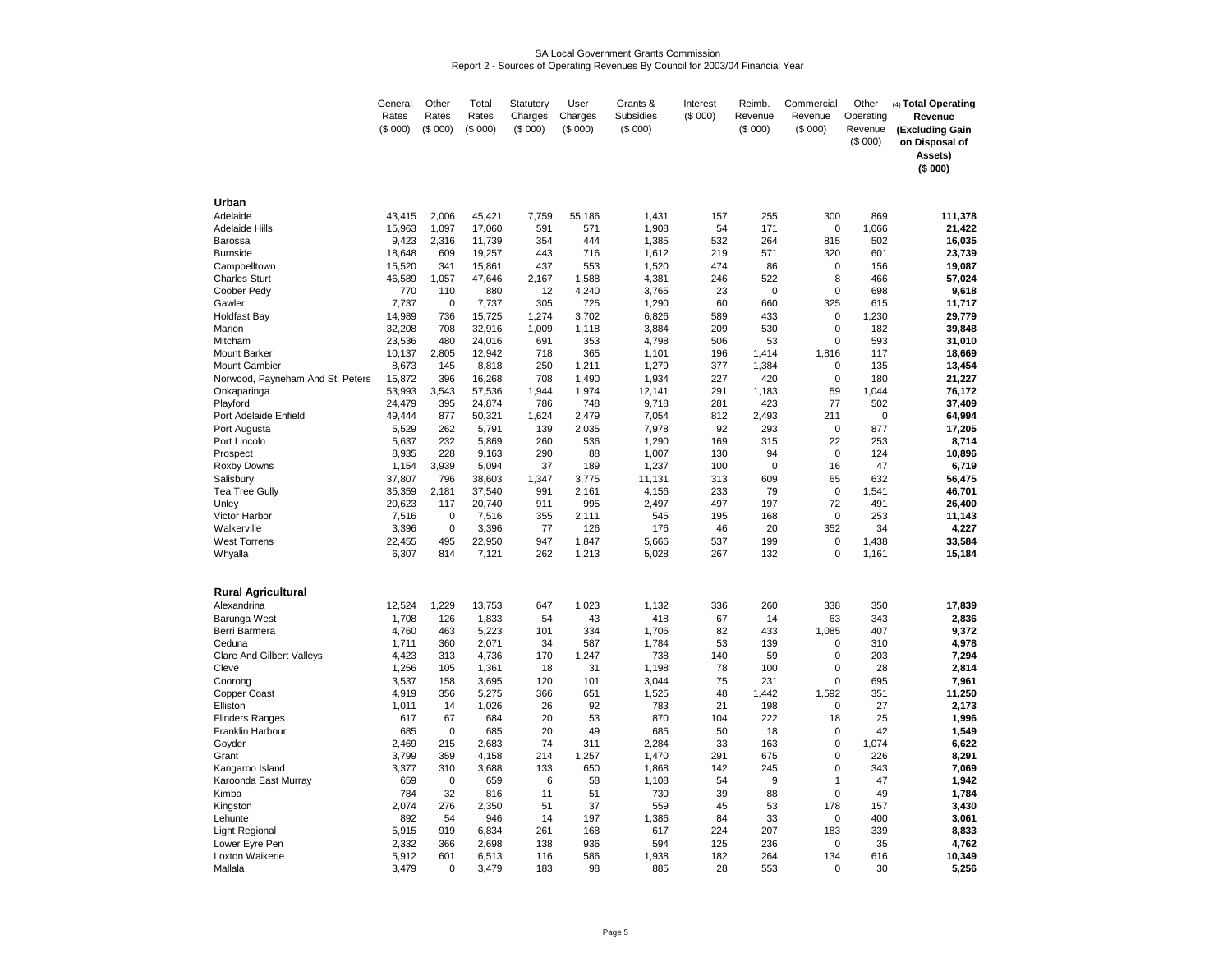SA Local Government Grants Commission

Report 2 - Sources of Operating Revenues By Council for 2003/04 Financial Year

| | General Rates ($ 000) | Other Rates ($ 000) | Total Rates ($ 000) | Statutory Charges ($ 000) | User Charges ($ 000) | Grants & Subsidies ($ 000) | Interest ($ 000) | Reimb. Revenue ($ 000) | Commercial Revenue ($ 000) | Other Operating Revenue ($ 000) | (4) **Total Operating Revenue (Excluding Gain on Disposal of Assets) ($ 000)** |
|---|---|---|---|---|---|---|---|---|---|---|---|
| **Urban** | | | | | | | | | | | |
| Adelaide | 43,415 | 2,006 | 45,421 | 7,759 | 55,186 | 1,431 | 157 | 255 | 300 | 869 | **111,378** |
| Adelaide Hills | 15,963 | 1,097 | 17,060 | 591 | 571 | 1,908 | 54 | 171 | 0 | 1,066 | **21,422** |
| Barossa | 9,423 | 2,316 | 11,739 | 354 | 444 | 1,385 | 532 | 264 | 815 | 502 | **16,035** |
| Burnside | 18,648 | 609 | 19,257 | 443 | 716 | 1,612 | 219 | 571 | 320 | 601 | **23,739** |
| Campbelltown | 15,520 | 341 | 15,861 | 437 | 553 | 1,520 | 474 | 86 | 0 | 156 | **19,087** |
| Charles Sturt | 46,589 | 1,057 | 47,646 | 2,167 | 1,588 | 4,381 | 246 | 522 | 8 | 466 | **57,024** |
| Coober Pedy | 770 | 110 | 880 | 12 | 4,240 | 3,765 | 23 | 0 | 0 | 698 | **9,618** |
| Gawler | 7,737 | 0 | 7,737 | 305 | 725 | 1,290 | 60 | 660 | 325 | 615 | **11,717** |
| Holdfast Bay | 14,989 | 736 | 15,725 | 1,274 | 3,702 | 6,826 | 589 | 433 | 0 | 1,230 | **29,779** |
| Marion | 32,208 | 708 | 32,916 | 1,009 | 1,118 | 3,884 | 209 | 530 | 0 | 182 | **39,848** |
| Mitcham | 23,536 | 480 | 24,016 | 691 | 353 | 4,798 | 506 | 53 | 0 | 593 | **31,010** |
| Mount Barker | 10,137 | 2,805 | 12,942 | 718 | 365 | 1,101 | 196 | 1,414 | 1,816 | 117 | **18,669** |
| Mount Gambier | 8,673 | 145 | 8,818 | 250 | 1,211 | 1,279 | 377 | 1,384 | 0 | 135 | **13,454** |
| Norwood, Payneham And St. Peters | 15,872 | 396 | 16,268 | 708 | 1,490 | 1,934 | 227 | 420 | 0 | 180 | **21,227** |
| Onkaparinga | 53,993 | 3,543 | 57,536 | 1,944 | 1,974 | 12,141 | 291 | 1,183 | 59 | 1,044 | **76,172** |
| Playford | 24,479 | 395 | 24,874 | 786 | 748 | 9,718 | 281 | 423 | 77 | 502 | **37,409** |
| Port Adelaide Enfield | 49,444 | 877 | 50,321 | 1,624 | 2,479 | 7,054 | 812 | 2,493 | 211 | 0 | **64,994** |
| Port Augusta | 5,529 | 262 | 5,791 | 139 | 2,035 | 7,978 | 92 | 293 | 0 | 877 | **17,205** |
| Port Lincoln | 5,637 | 232 | 5,869 | 260 | 536 | 1,290 | 169 | 315 | 22 | 253 | **8,714** |
| Prospect | 8,935 | 228 | 9,163 | 290 | 88 | 1,007 | 130 | 94 | 0 | 124 | **10,896** |
| Roxby Downs | 1,154 | 3,939 | 5,094 | 37 | 189 | 1,237 | 100 | 0 | 16 | 47 | **6,719** |
| Salisbury | 37,807 | 796 | 38,603 | 1,347 | 3,775 | 11,131 | 313 | 609 | 65 | 632 | **56,475** |
| Tea Tree Gully | 35,359 | 2,181 | 37,540 | 991 | 2,161 | 4,156 | 233 | 79 | 0 | 1,541 | **46,701** |
| Unley | 20,623 | 117 | 20,740 | 911 | 995 | 2,497 | 497 | 197 | 72 | 491 | **26,400** |
| Victor Harbor | 7,516 | 0 | 7,516 | 355 | 2,111 | 545 | 195 | 168 | 0 | 253 | **11,143** |
| Walkerville | 3,396 | 0 | 3,396 | 77 | 126 | 176 | 46 | 20 | 352 | 34 | **4,227** |
| West Torrens | 22,455 | 495 | 22,950 | 947 | 1,847 | 5,666 | 537 | 199 | 0 | 1,438 | **33,584** |
| Whyalla | 6,307 | 814 | 7,121 | 262 | 1,213 | 5,028 | 267 | 132 | 0 | 1,161 | **15,184** |
| **Rural Agricultural** | | | | | | | | | | | |
| Alexandrina | 12,524 | 1,229 | 13,753 | 647 | 1,023 | 1,132 | 336 | 260 | 338 | 350 | **17,839** |
| Barunga West | 1,708 | 126 | 1,833 | 54 | 43 | 418 | 67 | 14 | 63 | 343 | **2,836** |
| Berri Barmera | 4,760 | 463 | 5,223 | 101 | 334 | 1,706 | 82 | 433 | 1,085 | 407 | **9,372** |
| Ceduna | 1,711 | 360 | 2,071 | 34 | 587 | 1,784 | 53 | 139 | 0 | 310 | **4,978** |
| Clare And Gilbert Valleys | 4,423 | 313 | 4,736 | 170 | 1,247 | 738 | 140 | 59 | 0 | 203 | **7,294** |
| Cleve | 1,256 | 105 | 1,361 | 18 | 31 | 1,198 | 78 | 100 | 0 | 28 | **2,814** |
| Coorong | 3,537 | 158 | 3,695 | 120 | 101 | 3,044 | 75 | 231 | 0 | 695 | **7,961** |
| Copper Coast | 4,919 | 356 | 5,275 | 366 | 651 | 1,525 | 48 | 1,442 | 1,592 | 351 | **11,250** |
| Elliston | 1,011 | 14 | 1,026 | 26 | 92 | 783 | 21 | 198 | 0 | 27 | **2,173** |
| Flinders Ranges | 617 | 67 | 684 | 20 | 53 | 870 | 104 | 222 | 18 | 25 | **1,996** |
| Franklin Harbour | 685 | 0 | 685 | 20 | 49 | 685 | 50 | 18 | 0 | 42 | **1,549** |
| Goyder | 2,469 | 215 | 2,683 | 74 | 311 | 2,284 | 33 | 163 | 0 | 1,074 | **6,622** |
| Grant | 3,799 | 359 | 4,158 | 214 | 1,257 | 1,470 | 291 | 675 | 0 | 226 | **8,291** |
| Kangaroo Island | 3,377 | 310 | 3,688 | 133 | 650 | 1,868 | 142 | 245 | 0 | 343 | **7,069** |
| Karoonda East Murray | 659 | 0 | 659 | 6 | 58 | 1,108 | 54 | 9 | 1 | 47 | **1,942** |
| Kimba | 784 | 32 | 816 | 11 | 51 | 730 | 39 | 88 | 0 | 49 | **1,784** |
| Kingston | 2,074 | 276 | 2,350 | 51 | 37 | 559 | 45 | 53 | 178 | 157 | **3,430** |
| Lehunte | 892 | 54 | 946 | 14 | 197 | 1,386 | 84 | 33 | 0 | 400 | **3,061** |
| Light Regional | 5,915 | 919 | 6,834 | 261 | 168 | 617 | 224 | 207 | 183 | 339 | **8,833** |
| Lower Eyre Pen | 2,332 | 366 | 2,698 | 138 | 936 | 594 | 125 | 236 | 0 | 35 | **4,762** |
| Loxton Waikerie | 5,912 | 601 | 6,513 | 116 | 586 | 1,938 | 182 | 264 | 134 | 616 | **10,349** |
| Mallala | 3,479 | 0 | 3,479 | 183 | 98 | 885 | 28 | 553 | 0 | 30 | **5,256** |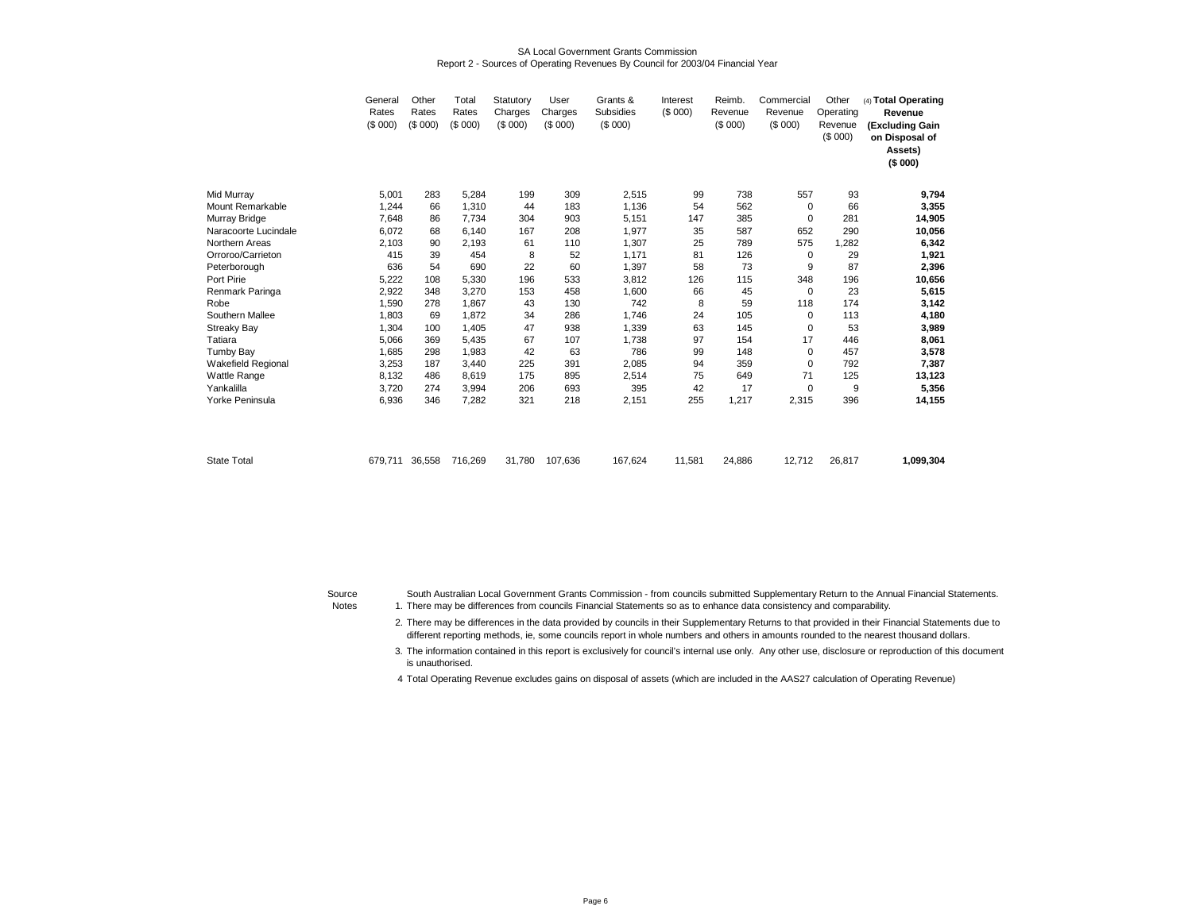SA Local Government Grants Commission
Report 2 - Sources of Operating Revenues By Council for 2003/04 Financial Year

| | General Rates ($ 000) | Other Rates ($ 000) | Total Rates ($ 000) | Statutory Charges ($ 000) | User Charges ($ 000) | Grants & Subsidies ($ 000) | Interest ($ 000) | Reimb. Revenue ($ 000) | Commercial Revenue ($ 000) | Other Operating Revenue ($ 000) | (4) **Total Operating Revenue (Excluding Gain on Disposal of Assets) ($ 000)** |
|---|---|---|---|---|---|---|---|---|---|---|---|
| Mid Murray | 5,001 | 283 | 5,284 | 199 | 309 | 2,515 | 99 | 738 | 557 | 93 | **9,794** |
| Mount Remarkable | 1,244 | 66 | 1,310 | 44 | 183 | 1,136 | 54 | 562 | 0 | 66 | **3,355** |
| Murray Bridge | 7,648 | 86 | 7,734 | 304 | 903 | 5,151 | 147 | 385 | 0 | 281 | **14,905** |
| Naracoorte Lucindale | 6,072 | 68 | 6,140 | 167 | 208 | 1,977 | 35 | 587 | 652 | 290 | **10,056** |
| Northern Areas | 2,103 | 90 | 2,193 | 61 | 110 | 1,307 | 25 | 789 | 575 | 1,282 | **6,342** |
| Orroroo/Carrieton | 415 | 39 | 454 | 8 | 52 | 1,171 | 81 | 126 | 0 | 29 | **1,921** |
| Peterborough | 636 | 54 | 690 | 22 | 60 | 1,397 | 58 | 73 | 9 | 87 | **2,396** |
| Port Pirie | 5,222 | 108 | 5,330 | 196 | 533 | 3,812 | 126 | 115 | 348 | 196 | **10,656** |
| Renmark Paringa | 2,922 | 348 | 3,270 | 153 | 458 | 1,600 | 66 | 45 | 0 | 23 | **5,615** |
| Robe | 1,590 | 278 | 1,867 | 43 | 130 | 742 | 8 | 59 | 118 | 174 | **3,142** |
| Southern Mallee | 1,803 | 69 | 1,872 | 34 | 286 | 1,746 | 24 | 105 | 0 | 113 | **4,180** |
| Streaky Bay | 1,304 | 100 | 1,405 | 47 | 938 | 1,339 | 63 | 145 | 0 | 53 | **3,989** |
| Tatiara | 5,066 | 369 | 5,435 | 67 | 107 | 1,738 | 97 | 154 | 17 | 446 | **8,061** |
| Tumby Bay | 1,685 | 298 | 1,983 | 42 | 63 | 786 | 99 | 148 | 0 | 457 | **3,578** |
| Wakefield Regional | 3,253 | 187 | 3,440 | 225 | 391 | 2,085 | 94 | 359 | 0 | 792 | **7,387** |
| Wattle Range | 8,132 | 486 | 8,619 | 175 | 895 | 2,514 | 75 | 649 | 71 | 125 | **13,123** |
| Yankalilla | 3,720 | 274 | 3,994 | 206 | 693 | 395 | 42 | 17 | 0 | 9 | **5,356** |
| Yorke Peninsula | 6,936 | 346 | 7,282 | 321 | 218 | 2,151 | 255 | 1,217 | 2,315 | 396 | **14,155** |
| State Total | 679,711 | 36,558 | 716,269 | 31,780 | 107,636 | 167,624 | 11,581 | 24,886 | 12,712 | 26,817 | **1,099,304** |

Source: South Australian Local Government Grants Commission - from councils submitted Supplementary Return to the Annual Financial Statements.

Notes:

1. There may be differences from councils Financial Statements so as to enhance data consistency and comparability.
2. There may be differences in the data provided by councils in their Supplementary Returns to that provided in their Financial Statements due to different reporting methods, ie, some councils report in whole numbers and others in amounts rounded to the nearest thousand dollars.
3. The information contained in this report is exclusively for council's internal use only. Any other use, disclosure or reproduction of this document is unauthorised.
4. Total Operating Revenue excludes gains on disposal of assets (which are included in the AAS27 calculation of Operating Revenue)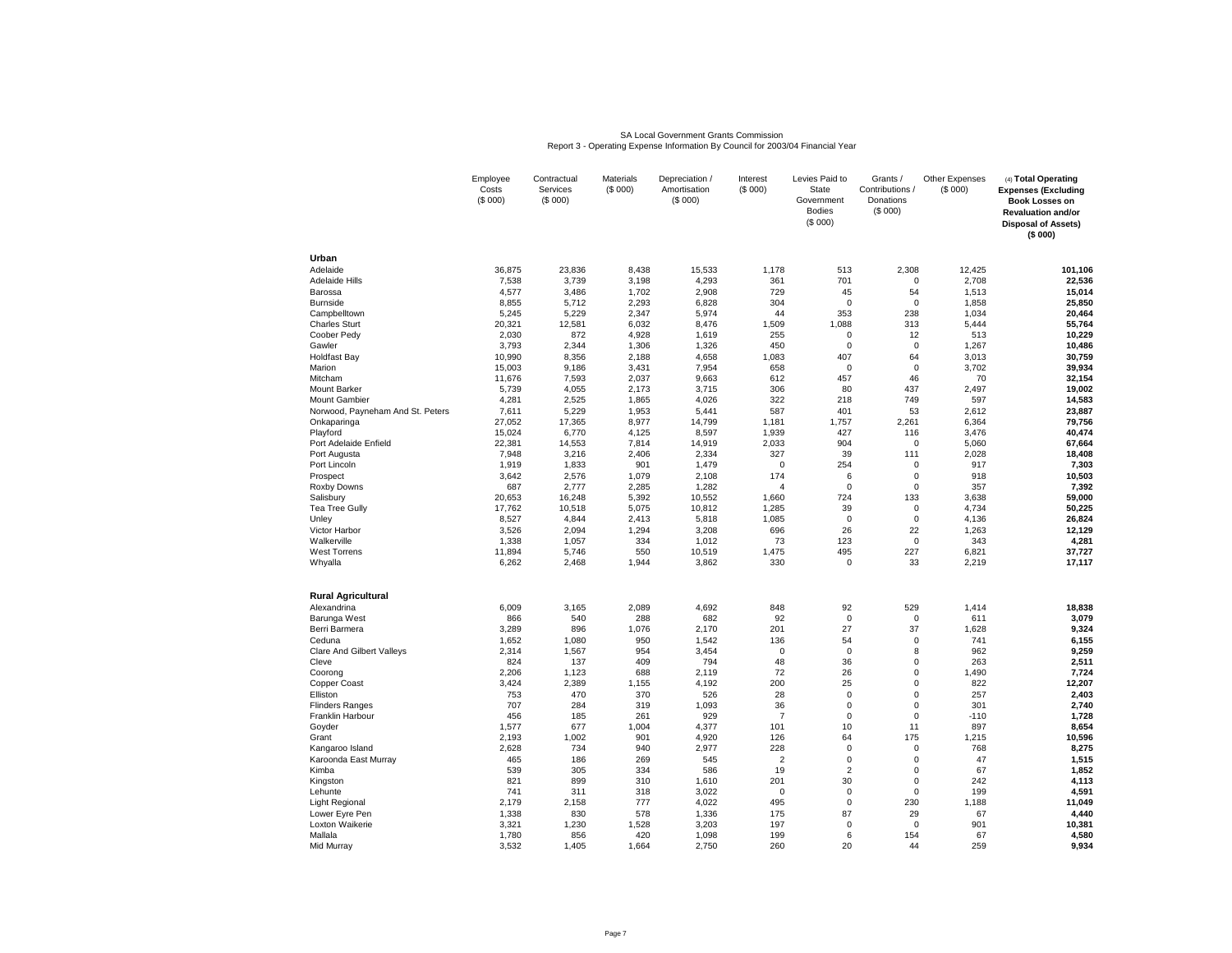SA Local Government Grants Commission
Report 3 - Operating Expense Information By Council for 2003/04 Financial Year

| | Employee Costs ($ 000) | Contractual Services ($ 000) | Materials ($ 000) | Depreciation / Amortisation ($ 000) | Interest ($ 000) | Levies Paid to State Government Bodies ($ 000) | Grants / Contributions / Donations ($ 000) | Other Expenses ($ 000) | (4) **Total Operating Expenses (Excluding Book Losses on Revaluation and/or Disposal of Assets) ($ 000)** |
|---|---|---|---|---|---|---|---|---|---|
| **Urban** | | | | | | | | | |
| Adelaide | 36,875 | 23,836 | 8,438 | 15,533 | 1,178 | 513 | 2,308 | 12,425 | **101,106** |
| Adelaide Hills | 7,538 | 3,739 | 3,198 | 4,293 | 361 | 701 | 0 | 2,708 | **22,536** |
| Barossa | 4,577 | 3,486 | 1,702 | 2,908 | 729 | 45 | 54 | 1,513 | **15,014** |
| Burnside | 8,855 | 5,712 | 2,293 | 6,828 | 304 | 0 | 0 | 1,858 | **25,850** |
| Campbelltown | 5,245 | 5,229 | 2,347 | 5,974 | 44 | 353 | 238 | 1,034 | **20,464** |
| Charles Sturt | 20,321 | 12,581 | 6,032 | 8,476 | 1,509 | 1,088 | 313 | 5,444 | **55,764** |
| Coober Pedy | 2,030 | 872 | 4,928 | 1,619 | 255 | 0 | 12 | 513 | **10,229** |
| Gawler | 3,793 | 2,344 | 1,306 | 1,326 | 450 | 0 | 0 | 1,267 | **10,486** |
| Holdfast Bay | 10,990 | 8,356 | 2,188 | 4,658 | 1,083 | 407 | 64 | 3,013 | **30,759** |
| Marion | 15,003 | 9,186 | 3,431 | 7,954 | 658 | 0 | 0 | 3,702 | **39,934** |
| Mitcham | 11,676 | 7,593 | 2,037 | 9,663 | 612 | 457 | 46 | 70 | **32,154** |
| Mount Barker | 5,739 | 4,055 | 2,173 | 3,715 | 306 | 80 | 437 | 2,497 | **19,002** |
| Mount Gambier | 4,281 | 2,525 | 1,865 | 4,026 | 322 | 218 | 749 | 597 | **14,583** |
| Norwood, Payneham And St. Peters | 7,611 | 5,229 | 1,953 | 5,441 | 587 | 401 | 53 | 2,612 | **23,887** |
| Onkaparinga | 27,052 | 17,365 | 8,977 | 14,799 | 1,181 | 1,757 | 2,261 | 6,364 | **79,756** |
| Playford | 15,024 | 6,770 | 4,125 | 8,597 | 1,939 | 427 | 116 | 3,476 | **40,474** |
| Port Adelaide Enfield | 22,381 | 14,553 | 7,814 | 14,919 | 2,033 | 904 | 0 | 5,060 | **67,664** |
| Port Augusta | 7,948 | 3,216 | 2,406 | 2,334 | 327 | 39 | 111 | 2,028 | **18,408** |
| Port Lincoln | 1,919 | 1,833 | 901 | 1,479 | 0 | 254 | 0 | 917 | **7,303** |
| Prospect | 3,642 | 2,576 | 1,079 | 2,108 | 174 | 6 | 0 | 918 | **10,503** |
| Roxby Downs | 687 | 2,777 | 2,285 | 1,282 | 4 | 0 | 0 | 357 | **7,392** |
| Salisbury | 20,653 | 16,248 | 5,392 | 10,552 | 1,660 | 724 | 133 | 3,638 | **59,000** |
| Tea Tree Gully | 17,762 | 10,518 | 5,075 | 10,812 | 1,285 | 39 | 0 | 4,734 | **50,225** |
| Unley | 8,527 | 4,844 | 2,413 | 5,818 | 1,085 | 0 | 0 | 4,136 | **26,824** |
| Victor Harbor | 3,526 | 2,094 | 1,294 | 3,208 | 696 | 26 | 22 | 1,263 | **12,129** |
| Walkerville | 1,338 | 1,057 | 334 | 1,012 | 73 | 123 | 0 | 343 | **4,281** |
| West Torrens | 11,894 | 5,746 | 550 | 10,519 | 1,475 | 495 | 227 | 6,821 | **37,727** |
| Whyalla | 6,262 | 2,468 | 1,944 | 3,862 | 330 | 0 | 33 | 2,219 | **17,117** |
| **Rural Agricultural** | | | | | | | | | |
| Alexandrina | 6,009 | 3,165 | 2,089 | 4,692 | 848 | 92 | 529 | 1,414 | **18,838** |
| Barunga West | 866 | 540 | 288 | 682 | 92 | 0 | 0 | 611 | **3,079** |
| Berri Barmera | 3,289 | 896 | 1,076 | 2,170 | 201 | 27 | 37 | 1,628 | **9,324** |
| Ceduna | 1,652 | 1,080 | 950 | 1,542 | 136 | 54 | 0 | 741 | **6,155** |
| Clare And Gilbert Valleys | 2,314 | 1,567 | 954 | 3,454 | 0 | 0 | 8 | 962 | **9,259** |
| Cleve | 824 | 137 | 409 | 794 | 48 | 36 | 0 | 263 | **2,511** |
| Coorong | 2,206 | 1,123 | 688 | 2,119 | 72 | 26 | 0 | 1,490 | **7,724** |
| Copper Coast | 3,424 | 2,389 | 1,155 | 4,192 | 200 | 25 | 0 | 822 | **12,207** |
| Elliston | 753 | 470 | 370 | 526 | 28 | 0 | 0 | 257 | **2,403** |
| Flinders Ranges | 707 | 284 | 319 | 1,093 | 36 | 0 | 0 | 301 | **2,740** |
| Franklin Harbour | 456 | 185 | 261 | 929 | 7 | 0 | 0 | -110 | **1,728** |
| Goyder | 1,577 | 677 | 1,004 | 4,377 | 101 | 10 | 11 | 897 | **8,654** |
| Grant | 2,193 | 1,002 | 901 | 4,920 | 126 | 64 | 175 | 1,215 | **10,596** |
| Kangaroo Island | 2,628 | 734 | 940 | 2,977 | 228 | 0 | 0 | 768 | **8,275** |
| Karoonda East Murray | 465 | 186 | 269 | 545 | 2 | 0 | 0 | 47 | **1,515** |
| Kimba | 539 | 305 | 334 | 586 | 19 | 2 | 0 | 67 | **1,852** |
| Kingston | 821 | 899 | 310 | 1,610 | 201 | 30 | 0 | 242 | **4,113** |
| Lehunte | 741 | 311 | 318 | 3,022 | 0 | 0 | 0 | 199 | **4,591** |
| Light Regional | 2,179 | 2,158 | 777 | 4,022 | 495 | 0 | 230 | 1,188 | **11,049** |
| Lower Eyre Pen | 1,338 | 830 | 578 | 1,336 | 175 | 87 | 29 | 67 | **4,440** |
| Loxton Waikerie | 3,321 | 1,230 | 1,528 | 3,203 | 197 | 0 | 0 | 901 | **10,381** |
| Mallala | 1,780 | 856 | 420 | 1,098 | 199 | 6 | 154 | 67 | **4,580** |
| Mid Murray | 3,532 | 1,405 | 1,664 | 2,750 | 260 | 20 | 44 | 259 | **9,934** |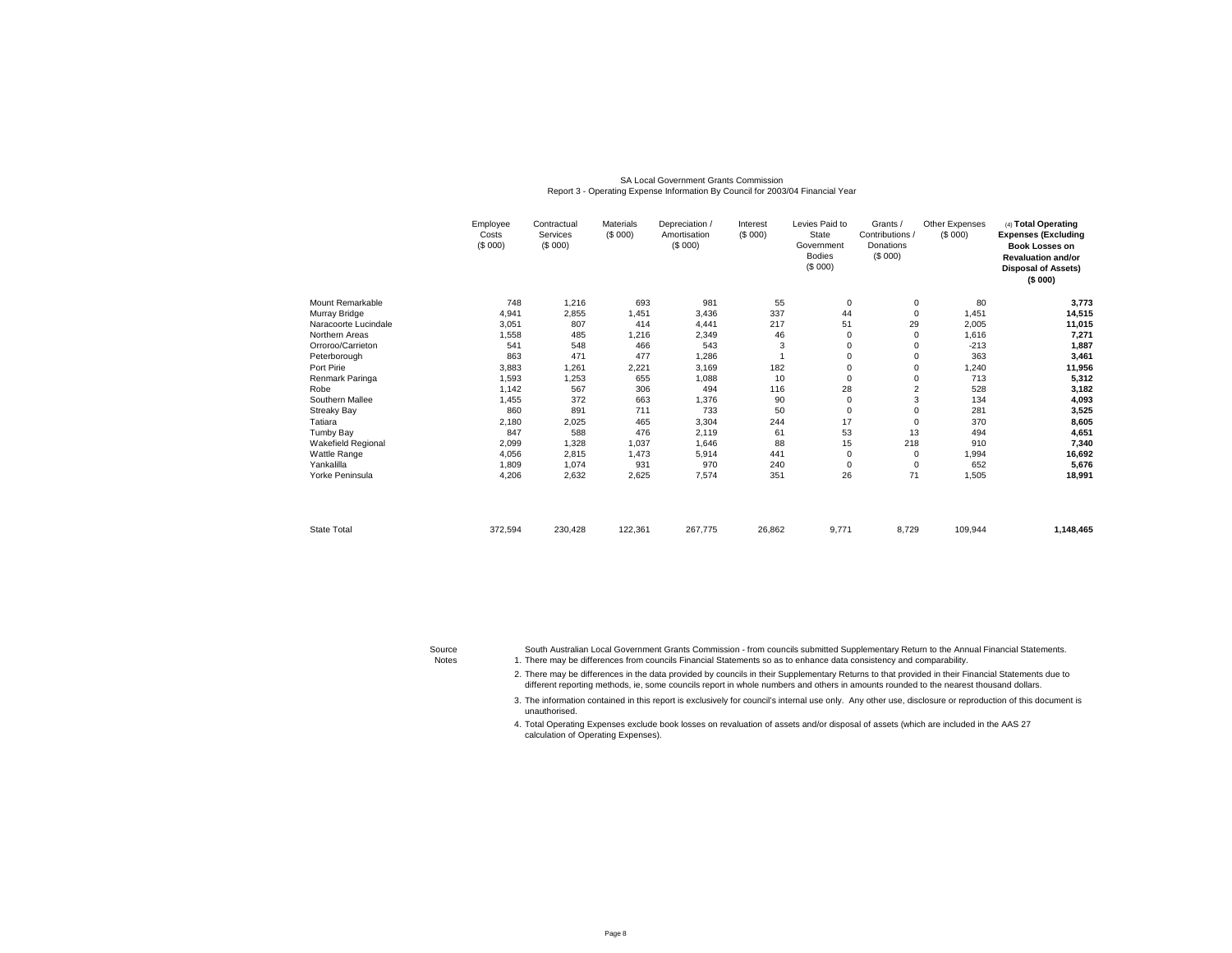SA Local Government Grants Commission
Report 3 - Operating Expense Information By Council for 2003/04 Financial Year

| | Employee Costs ($ 000) | Contractual Services ($ 000) | Materials ($ 000) | Depreciation / Amortisation ($ 000) | Interest ($ 000) | Levies Paid to State Government Bodies ($ 000) | Grants / Contributions / Donations ($ 000) | Other Expenses ($ 000) | (4) **Total Operating Expenses (Excluding Book Losses on Revaluation and/or Disposal of Assets) ($ 000)** |
|---|---|---|---|---|---|---|---|---|---|
| Mount Remarkable | 748 | 1,216 | 693 | 981 | 55 | 0 | 0 | 80 | **3,773** |
| Murray Bridge | 4,941 | 2,855 | 1,451 | 3,436 | 337 | 44 | 0 | 1,451 | **14,515** |
| Naracoorte Lucindale | 3,051 | 807 | 414 | 4,441 | 217 | 51 | 29 | 2,005 | **11,015** |
| Northern Areas | 1,558 | 485 | 1,216 | 2,349 | 46 | 0 | 0 | 1,616 | **7,271** |
| Orroroo/Carrieton | 541 | 548 | 466 | 543 | 3 | 0 | 0 | -213 | **1,887** |
| Peterborough | 863 | 471 | 477 | 1,286 | 1 | 0 | 0 | 363 | **3,461** |
| Port Pirie | 3,883 | 1,261 | 2,221 | 3,169 | 182 | 0 | 0 | 1,240 | **11,956** |
| Renmark Paringa | 1,593 | 1,253 | 655 | 1,088 | 10 | 0 | 0 | 713 | **5,312** |
| Robe | 1,142 | 567 | 306 | 494 | 116 | 28 | 2 | 528 | **3,182** |
| Southern Mallee | 1,455 | 372 | 663 | 1,376 | 90 | 0 | 3 | 134 | **4,093** |
| Streaky Bay | 860 | 891 | 711 | 733 | 50 | 0 | 0 | 281 | **3,525** |
| Tatiara | 2,180 | 2,025 | 465 | 3,304 | 244 | 17 | 0 | 370 | **8,605** |
| Tumby Bay | 847 | 588 | 476 | 2,119 | 61 | 53 | 13 | 494 | **4,651** |
| Wakefield Regional | 2,099 | 1,328 | 1,037 | 1,646 | 88 | 15 | 218 | 910 | **7,340** |
| Wattle Range | 4,056 | 2,815 | 1,473 | 5,914 | 441 | 0 | 0 | 1,994 | **16,692** |
| Yankalilla | 1,809 | 1,074 | 931 | 970 | 240 | 0 | 0 | 652 | **5,676** |
| Yorke Peninsula | 4,206 | 2,632 | 2,625 | 7,574 | 351 | 26 | 71 | 1,505 | **18,991** |
| State Total | 372,594 | 230,428 | 122,361 | 267,775 | 26,862 | 9,771 | 8,729 | 109,944 | **1,148,465** |

Source: South Australian Local Government Grants Commission - from councils submitted Supplementary Return to the Annual Financial Statements.

Notes:

1. There may be differences from councils Financial Statements so as to enhance data consistency and comparability.
2. There may be differences in the data provided by councils in their Supplementary Returns to that provided in their Financial Statements due to different reporting methods, ie, some councils report in whole numbers and others in amounts rounded to the nearest thousand dollars.
3. The information contained in this report is exclusively for council's internal use only. Any other use, disclosure or reproduction of this document is unauthorised.
4. Total Operating Expenses exclude book losses on revaluation of assets and/or disposal of assets (which are included in the AAS 27 calculation of Operating Expenses).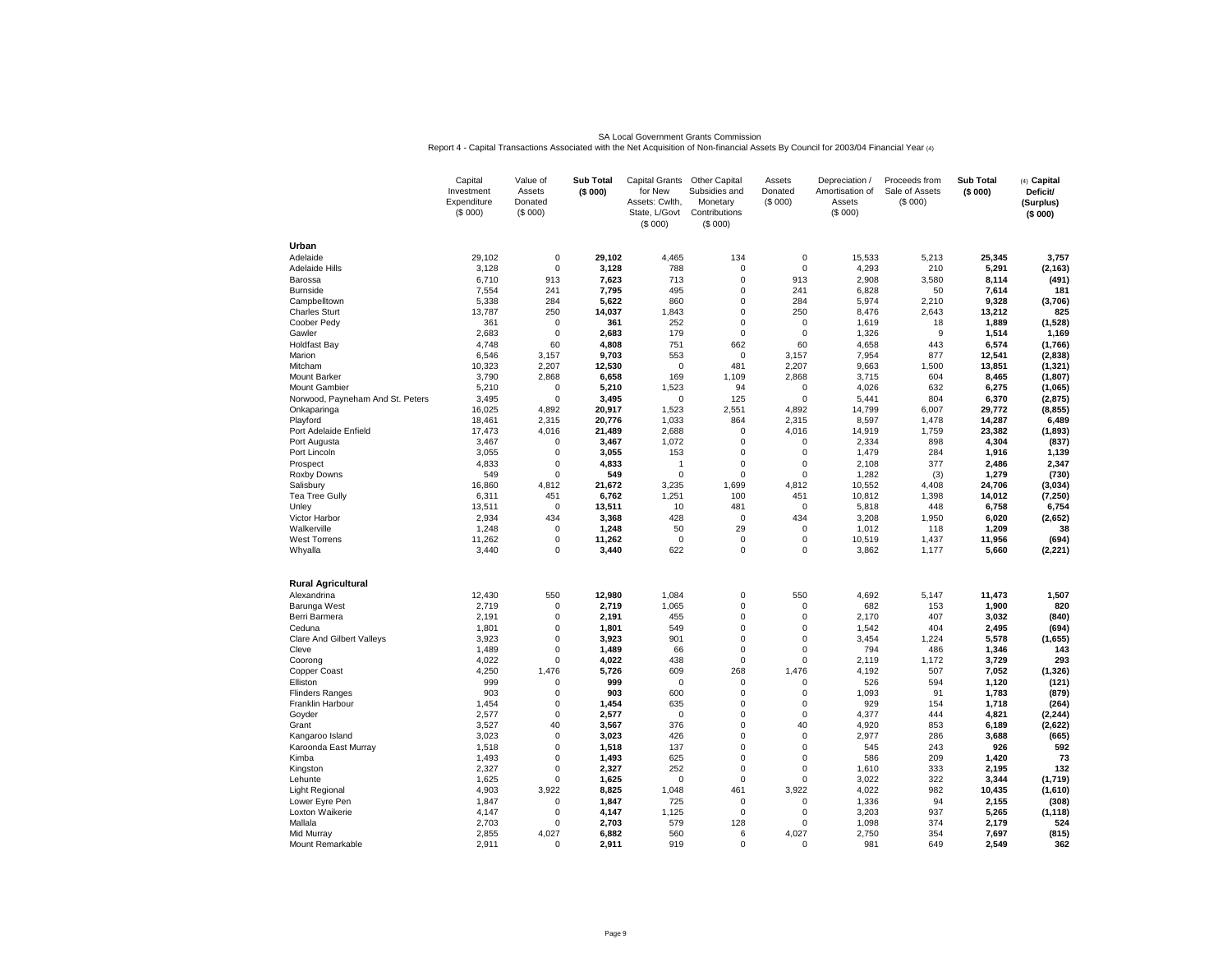SA Local Government Grants Commission
Report 4 - Capital Transactions Associated with the Net Acquisition of Non-financial Assets By Council for 2003/04 Financial Year (4)

| | Capital Investment Expenditure ($ 000) | Value of Assets Donated ($ 000) | **Sub Total ($ 000)** | Capital Grants for New Assets: Cwlth, State, L/Govt ($ 000) | Other Capital Subsidies and Monetary Contributions ($ 000) | Assets Donated ($ 000) | Depreciation / Amortisation of Assets ($ 000) | Proceeds from Sale of Assets ($ 000) | **Sub Total ($ 000)** | (4) **Capital Deficit/ (Surplus) ($ 000)** |
|---|---|---|---|---|---|---|---|---|---|---|
| **Urban** | | | | | | | | | | |
| Adelaide | 29,102 | 0 | **29,102** | 4,465 | 134 | 0 | 15,533 | 5,213 | **25,345** | **3,757** |
| Adelaide Hills | 3,128 | 0 | **3,128** | 788 | 0 | 0 | 4,293 | 210 | **5,291** | **(2,163)** |
| Barossa | 6,710 | 913 | **7,623** | 713 | 0 | 913 | 2,908 | 3,580 | **8,114** | **(491)** |
| Burnside | 7,554 | 241 | **7,795** | 495 | 0 | 241 | 6,828 | 50 | **7,614** | **181** |
| Campbelltown | 5,338 | 284 | **5,622** | 860 | 0 | 284 | 5,974 | 2,210 | **9,328** | **(3,706)** |
| Charles Sturt | 13,787 | 250 | **14,037** | 1,843 | 0 | 250 | 8,476 | 2,643 | **13,212** | **825** |
| Coober Pedy | 361 | 0 | **361** | 252 | 0 | 0 | 1,619 | 18 | **1,889** | **(1,528)** |
| Gawler | 2,683 | 0 | **2,683** | 179 | 0 | 0 | 1,326 | 9 | **1,514** | **1,169** |
| Holdfast Bay | 4,748 | 60 | **4,808** | 751 | 662 | 60 | 4,658 | 443 | **6,574** | **(1,766)** |
| Marion | 6,546 | 3,157 | **9,703** | 553 | 0 | 3,157 | 7,954 | 877 | **12,541** | **(2,838)** |
| Mitcham | 10,323 | 2,207 | **12,530** | 0 | 481 | 2,207 | 9,663 | 1,500 | **13,851** | **(1,321)** |
| Mount Barker | 3,790 | 2,868 | **6,658** | 169 | 1,109 | 2,868 | 3,715 | 604 | **8,465** | **(1,807)** |
| Mount Gambier | 5,210 | 0 | **5,210** | 1,523 | 94 | 0 | 4,026 | 632 | **6,275** | **(1,065)** |
| Norwood, Payneham And St. Peters | 3,495 | 0 | **3,495** | 0 | 125 | 0 | 5,441 | 804 | **6,370** | **(2,875)** |
| Onkaparinga | 16,025 | 4,892 | **20,917** | 1,523 | 2,551 | 4,892 | 14,799 | 6,007 | **29,772** | **(8,855)** |
| Playford | 18,461 | 2,315 | **20,776** | 1,033 | 864 | 2,315 | 8,597 | 1,478 | **14,287** | **6,489** |
| Port Adelaide Enfield | 17,473 | 4,016 | **21,489** | 2,688 | 0 | 4,016 | 14,919 | 1,759 | **23,382** | **(1,893)** |
| Port Augusta | 3,467 | 0 | **3,467** | 1,072 | 0 | 0 | 2,334 | 898 | **4,304** | **(837)** |
| Port Lincoln | 3,055 | 0 | **3,055** | 153 | 0 | 0 | 1,479 | 284 | **1,916** | **1,139** |
| Prospect | 4,833 | 0 | **4,833** | 1 | 0 | 0 | 2,108 | 377 | **2,486** | **2,347** |
| Roxby Downs | 549 | 0 | **549** | 0 | 0 | 0 | 1,282 | (3) | **1,279** | **(730)** |
| Salisbury | 16,860 | 4,812 | **21,672** | 3,235 | 1,699 | 4,812 | 10,552 | 4,408 | **24,706** | **(3,034)** |
| Tea Tree Gully | 6,311 | 451 | **6,762** | 1,251 | 100 | 451 | 10,812 | 1,398 | **14,012** | **(7,250)** |
| Unley | 13,511 | 0 | **13,511** | 10 | 481 | 0 | 5,818 | 448 | **6,758** | **6,754** |
| Victor Harbor | 2,934 | 434 | **3,368** | 428 | 0 | 434 | 3,208 | 1,950 | **6,020** | **(2,652)** |
| Walkerville | 1,248 | 0 | **1,248** | 50 | 29 | 0 | 1,012 | 118 | **1,209** | **38** |
| West Torrens | 11,262 | 0 | **11,262** | 0 | 0 | 0 | 10,519 | 1,437 | **11,956** | **(694)** |
| Whyalla | 3,440 | 0 | **3,440** | 622 | 0 | 0 | 3,862 | 1,177 | **5,660** | **(2,221)** |
| **Rural Agricultural** | | | | | | | | | | |
| Alexandrina | 12,430 | 550 | **12,980** | 1,084 | 0 | 550 | 4,692 | 5,147 | **11,473** | **1,507** |
| Barunga West | 2,719 | 0 | **2,719** | 1,065 | 0 | 0 | 682 | 153 | **1,900** | **820** |
| Berri Barmera | 2,191 | 0 | **2,191** | 455 | 0 | 0 | 2,170 | 407 | **3,032** | **(840)** |
| Ceduna | 1,801 | 0 | **1,801** | 549 | 0 | 0 | 1,542 | 404 | **2,495** | **(694)** |
| Clare And Gilbert Valleys | 3,923 | 0 | **3,923** | 901 | 0 | 0 | 3,454 | 1,224 | **5,578** | **(1,655)** |
| Cleve | 1,489 | 0 | **1,489** | 66 | 0 | 0 | 794 | 486 | **1,346** | **143** |
| Coorong | 4,022 | 0 | **4,022** | 438 | 0 | 0 | 2,119 | 1,172 | **3,729** | **293** |
| Copper Coast | 4,250 | 1,476 | **5,726** | 609 | 268 | 1,476 | 4,192 | 507 | **7,052** | **(1,326)** |
| Elliston | 999 | 0 | **999** | 0 | 0 | 0 | 526 | 594 | **1,120** | **(121)** |
| Flinders Ranges | 903 | 0 | **903** | 600 | 0 | 0 | 1,093 | 91 | **1,783** | **(879)** |
| Franklin Harbour | 1,454 | 0 | **1,454** | 635 | 0 | 0 | 929 | 154 | **1,718** | **(264)** |
| Goyder | 2,577 | 0 | **2,577** | 0 | 0 | 0 | 4,377 | 444 | **4,821** | **(2,244)** |
| Grant | 3,527 | 40 | **3,567** | 376 | 0 | 40 | 4,920 | 853 | **6,189** | **(2,622)** |
| Kangaroo Island | 3,023 | 0 | **3,023** | 426 | 0 | 0 | 2,977 | 286 | **3,688** | **(665)** |
| Karoonda East Murray | 1,518 | 0 | **1,518** | 137 | 0 | 0 | 545 | 243 | **926** | **592** |
| Kimba | 1,493 | 0 | **1,493** | 625 | 0 | 0 | 586 | 209 | **1,420** | **73** |
| Kingston | 2,327 | 0 | **2,327** | 252 | 0 | 0 | 1,610 | 333 | **2,195** | **132** |
| Lehunte | 1,625 | 0 | **1,625** | 0 | 0 | 0 | 3,022 | 322 | **3,344** | **(1,719)** |
| Light Regional | 4,903 | 3,922 | **8,825** | 1,048 | 461 | 3,922 | 4,022 | 982 | **10,435** | **(1,610)** |
| Lower Eyre Pen | 1,847 | 0 | **1,847** | 725 | 0 | 0 | 1,336 | 94 | **2,155** | **(308)** |
| Loxton Waikerie | 4,147 | 0 | **4,147** | 1,125 | 0 | 0 | 3,203 | 937 | **5,265** | **(1,118)** |
| Mallala | 2,703 | 0 | **2,703** | 579 | 128 | 0 | 1,098 | 374 | **2,179** | **524** |
| Mid Murray | 2,855 | 4,027 | **6,882** | 560 | 6 | 4,027 | 2,750 | 354 | **7,697** | **(815)** |
| Mount Remarkable | 2,911 | 0 | **2,911** | 919 | 0 | 0 | 981 | 649 | **2,549** | **362** |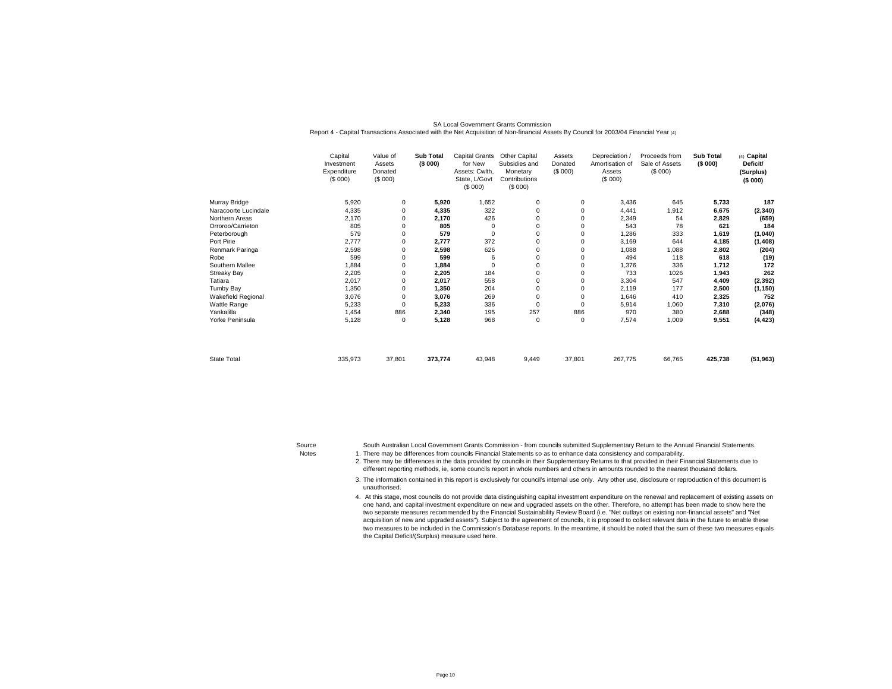SA Local Government Grants Commission

Report 4 - Capital Transactions Associated with the Net Acquisition of Non-financial Assets By Council for 2003/04 Financial Year (4)

| | Capital Investment Expenditure ($ 000) | Value of Assets Donated ($ 000) | **Sub Total ($ 000)** | Capital Grants for New Assets: Cwlth, State, L/Govt ($ 000) | Other Capital Subsidies and Monetary Contributions ($ 000) | Assets Donated ($ 000) | Depreciation / Amortisation of Assets ($ 000) | Proceeds from Sale of Assets ($ 000) | **Sub Total ($ 000)** | (4) **Capital Deficit/ (Surplus) ($ 000)** |
|---|---|---|---|---|---|---|---|---|---|---|
| Murray Bridge | 5,920 | 0 | **5,920** | 1,652 | 0 | 0 | 3,436 | 645 | **5,733** | **187** |
| Naracoorte Lucindale | 4,335 | 0 | **4,335** | 322 | 0 | 0 | 4,441 | 1,912 | **6,675** | **(2,340)** |
| Northern Areas | 2,170 | 0 | **2,170** | 426 | 0 | 0 | 2,349 | 54 | **2,829** | **(659)** |
| Orroroo/Carrieton | 805 | 0 | **805** | 0 | 0 | 0 | 543 | 78 | **621** | **184** |
| Peterborough | 579 | 0 | **579** | 0 | 0 | 0 | 1,286 | 333 | **1,619** | **(1,040)** |
| Port Pirie | 2,777 | 0 | **2,777** | 372 | 0 | 0 | 3,169 | 644 | **4,185** | **(1,408)** |
| Renmark Paringa | 2,598 | 0 | **2,598** | 626 | 0 | 0 | 1,088 | 1,088 | **2,802** | **(204)** |
| Robe | 599 | 0 | **599** | 6 | 0 | 0 | 494 | 118 | **618** | **(19)** |
| Southern Mallee | 1,884 | 0 | **1,884** | 0 | 0 | 0 | 1,376 | 336 | **1,712** | **172** |
| Streaky Bay | 2,205 | 0 | **2,205** | 184 | 0 | 0 | 733 | 1026 | **1,943** | **262** |
| Tatiara | 2,017 | 0 | **2,017** | 558 | 0 | 0 | 3,304 | 547 | **4,409** | **(2,392)** |
| Tumby Bay | 1,350 | 0 | **1,350** | 204 | 0 | 0 | 2,119 | 177 | **2,500** | **(1,150)** |
| Wakefield Regional | 3,076 | 0 | **3,076** | 269 | 0 | 0 | 1,646 | 410 | **2,325** | **752** |
| Wattle Range | 5,233 | 0 | **5,233** | 336 | 0 | 0 | 5,914 | 1,060 | **7,310** | **(2,076)** |
| Yankalilla | 1,454 | 886 | **2,340** | 195 | 257 | 886 | 970 | 380 | **2,688** | **(348)** |
| Yorke Peninsula | 5,128 | 0 | **5,128** | 968 | 0 | 0 | 7,574 | 1,009 | **9,551** | **(4,423)** |
| State Total | 335,973 | 37,801 | **373,774** | 43,948 | 9,449 | 37,801 | 267,775 | 66,765 | **425,738** | **(51,963)** |

Source: South Australian Local Government Grants Commission - from councils submitted Supplementary Return to the Annual Financial Statements.

Notes:

1. There may be differences from councils Financial Statements so as to enhance data consistency and comparability.
2. There may be differences in the data provided by councils in their Supplementary Returns to that provided in their Financial Statements due to different reporting methods, ie, some councils report in whole numbers and others in amounts rounded to the nearest thousand dollars.
3. The information contained in this report is exclusively for council's internal use only. Any other use, disclosure or reproduction of this document is unauthorised.
4. At this stage, most councils do not provide data distinguishing capital investment expenditure on the renewal and replacement of existing assets on one hand, and capital investment expenditure on new and upgraded assets on the other. Therefore, no attempt has been made to show here the two separate measures recommended by the Financial Sustainability Review Board (i.e. "Net outlays on existing non-financial assets" and "Net acquisition of new and upgraded assets"). Subject to the agreement of councils, it is proposed to collect relevant data in the future to enable these two measures to be included in the Commission's Database reports. In the meantime, it should be noted that the sum of these two measures equals the Capital Deficit/(Surplus) measure used here.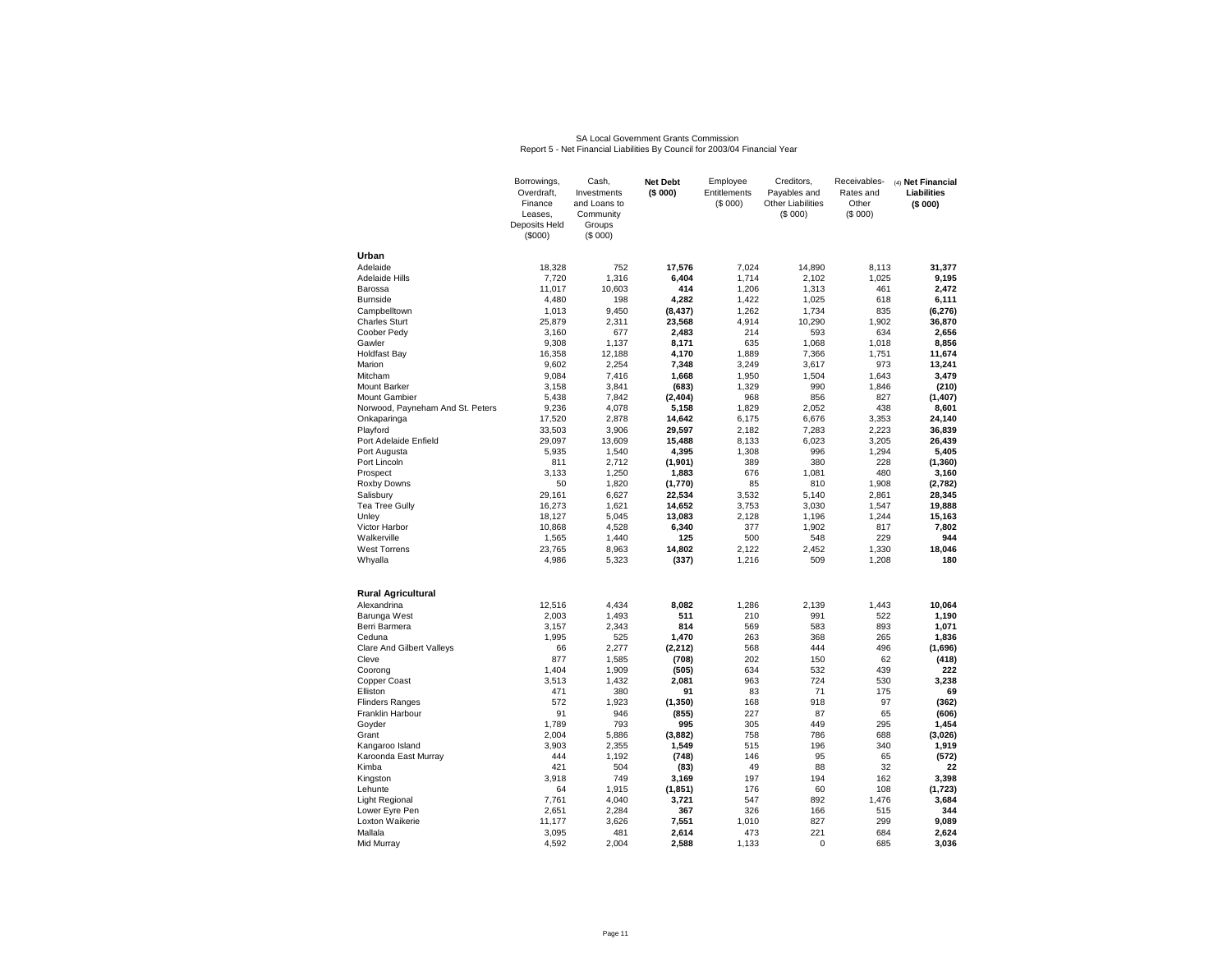SA Local Government Grants Commission
Report 5 - Net Financial Liabilities By Council for 2003/04 Financial Year

| | Borrowings, Overdraft, Finance Leases, Deposits Held ($000) | Cash, Investments and Loans to Community Groups ($ 000) | **Net Debt ($ 000)** | Employee Entitlements ($ 000) | Creditors, Payables and Other Liabilities ($ 000) | Receivables-Rates and Other ($ 000) | (4) **Net Financial Liabilities ($ 000)** |
|---|---|---|---|---|---|---|---|
| **Urban** | | | | | | | |
| Adelaide | 18,328 | 752 | **17,576** | 7,024 | 14,890 | 8,113 | **31,377** |
| Adelaide Hills | 7,720 | 1,316 | **6,404** | 1,714 | 2,102 | 1,025 | **9,195** |
| Barossa | 11,017 | 10,603 | **414** | 1,206 | 1,313 | 461 | **2,472** |
| Burnside | 4,480 | 198 | **4,282** | 1,422 | 1,025 | 618 | **6,111** |
| Campbelltown | 1,013 | 9,450 | **(8,437)** | 1,262 | 1,734 | 835 | **(6,276)** |
| Charles Sturt | 25,879 | 2,311 | **23,568** | 4,914 | 10,290 | 1,902 | **36,870** |
| Coober Pedy | 3,160 | 677 | **2,483** | 214 | 593 | 634 | **2,656** |
| Gawler | 9,308 | 1,137 | **8,171** | 635 | 1,068 | 1,018 | **8,856** |
| Holdfast Bay | 16,358 | 12,188 | **4,170** | 1,889 | 7,366 | 1,751 | **11,674** |
| Marion | 9,602 | 2,254 | **7,348** | 3,249 | 3,617 | 973 | **13,241** |
| Mitcham | 9,084 | 7,416 | **1,668** | 1,950 | 1,504 | 1,643 | **3,479** |
| Mount Barker | 3,158 | 3,841 | **(683)** | 1,329 | 990 | 1,846 | **(210)** |
| Mount Gambier | 5,438 | 7,842 | **(2,404)** | 968 | 856 | 827 | **(1,407)** |
| Norwood, Payneham And St. Peters | 9,236 | 4,078 | **5,158** | 1,829 | 2,052 | 438 | **8,601** |
| Onkaparinga | 17,520 | 2,878 | **14,642** | 6,175 | 6,676 | 3,353 | **24,140** |
| Playford | 33,503 | 3,906 | **29,597** | 2,182 | 7,283 | 2,223 | **36,839** |
| Port Adelaide Enfield | 29,097 | 13,609 | **15,488** | 8,133 | 6,023 | 3,205 | **26,439** |
| Port Augusta | 5,935 | 1,540 | **4,395** | 1,308 | 996 | 1,294 | **5,405** |
| Port Lincoln | 811 | 2,712 | **(1,901)** | 389 | 380 | 228 | **(1,360)** |
| Prospect | 3,133 | 1,250 | **1,883** | 676 | 1,081 | 480 | **3,160** |
| Roxby Downs | 50 | 1,820 | **(1,770)** | 85 | 810 | 1,908 | **(2,782)** |
| Salisbury | 29,161 | 6,627 | **22,534** | 3,532 | 5,140 | 2,861 | **28,345** |
| Tea Tree Gully | 16,273 | 1,621 | **14,652** | 3,753 | 3,030 | 1,547 | **19,888** |
| Unley | 18,127 | 5,045 | **13,083** | 2,128 | 1,196 | 1,244 | **15,163** |
| Victor Harbor | 10,868 | 4,528 | **6,340** | 377 | 1,902 | 817 | **7,802** |
| Walkerville | 1,565 | 1,440 | **125** | 500 | 548 | 229 | **944** |
| West Torrens | 23,765 | 8,963 | **14,802** | 2,122 | 2,452 | 1,330 | **18,046** |
| Whyalla | 4,986 | 5,323 | **(337)** | 1,216 | 509 | 1,208 | **180** |
| **Rural Agricultural** | | | | | | | |
| Alexandrina | 12,516 | 4,434 | **8,082** | 1,286 | 2,139 | 1,443 | **10,064** |
| Barunga West | 2,003 | 1,493 | **511** | 210 | 991 | 522 | **1,190** |
| Berri Barmera | 3,157 | 2,343 | **814** | 569 | 583 | 893 | **1,071** |
| Ceduna | 1,995 | 525 | **1,470** | 263 | 368 | 265 | **1,836** |
| Clare And Gilbert Valleys | 66 | 2,277 | **(2,212)** | 568 | 444 | 496 | **(1,696)** |
| Cleve | 877 | 1,585 | **(708)** | 202 | 150 | 62 | **(418)** |
| Coorong | 1,404 | 1,909 | **(505)** | 634 | 532 | 439 | **222** |
| Copper Coast | 3,513 | 1,432 | **2,081** | 963 | 724 | 530 | **3,238** |
| Elliston | 471 | 380 | **91** | 83 | 71 | 175 | **69** |
| Flinders Ranges | 572 | 1,923 | **(1,350)** | 168 | 918 | 97 | **(362)** |
| Franklin Harbour | 91 | 946 | **(855)** | 227 | 87 | 65 | **(606)** |
| Goyder | 1,789 | 793 | **995** | 305 | 449 | 295 | **1,454** |
| Grant | 2,004 | 5,886 | **(3,882)** | 758 | 786 | 688 | **(3,026)** |
| Kangaroo Island | 3,903 | 2,355 | **1,549** | 515 | 196 | 340 | **1,919** |
| Karoonda East Murray | 444 | 1,192 | **(748)** | 146 | 95 | 65 | **(572)** |
| Kimba | 421 | 504 | **(83)** | 49 | 88 | 32 | **22** |
| Kingston | 3,918 | 749 | **3,169** | 197 | 194 | 162 | **3,398** |
| Lehunte | 64 | 1,915 | **(1,851)** | 176 | 60 | 108 | **(1,723)** |
| Light Regional | 7,761 | 4,040 | **3,721** | 547 | 892 | 1,476 | **3,684** |
| Lower Eyre Pen | 2,651 | 2,284 | **367** | 326 | 166 | 515 | **344** |
| Loxton Waikerie | 11,177 | 3,626 | **7,551** | 1,010 | 827 | 299 | **9,089** |
| Mallala | 3,095 | 481 | **2,614** | 473 | 221 | 684 | **2,624** |
| Mid Murray | 4,592 | 2,004 | **2,588** | 1,133 | 0 | 685 | **3,036** |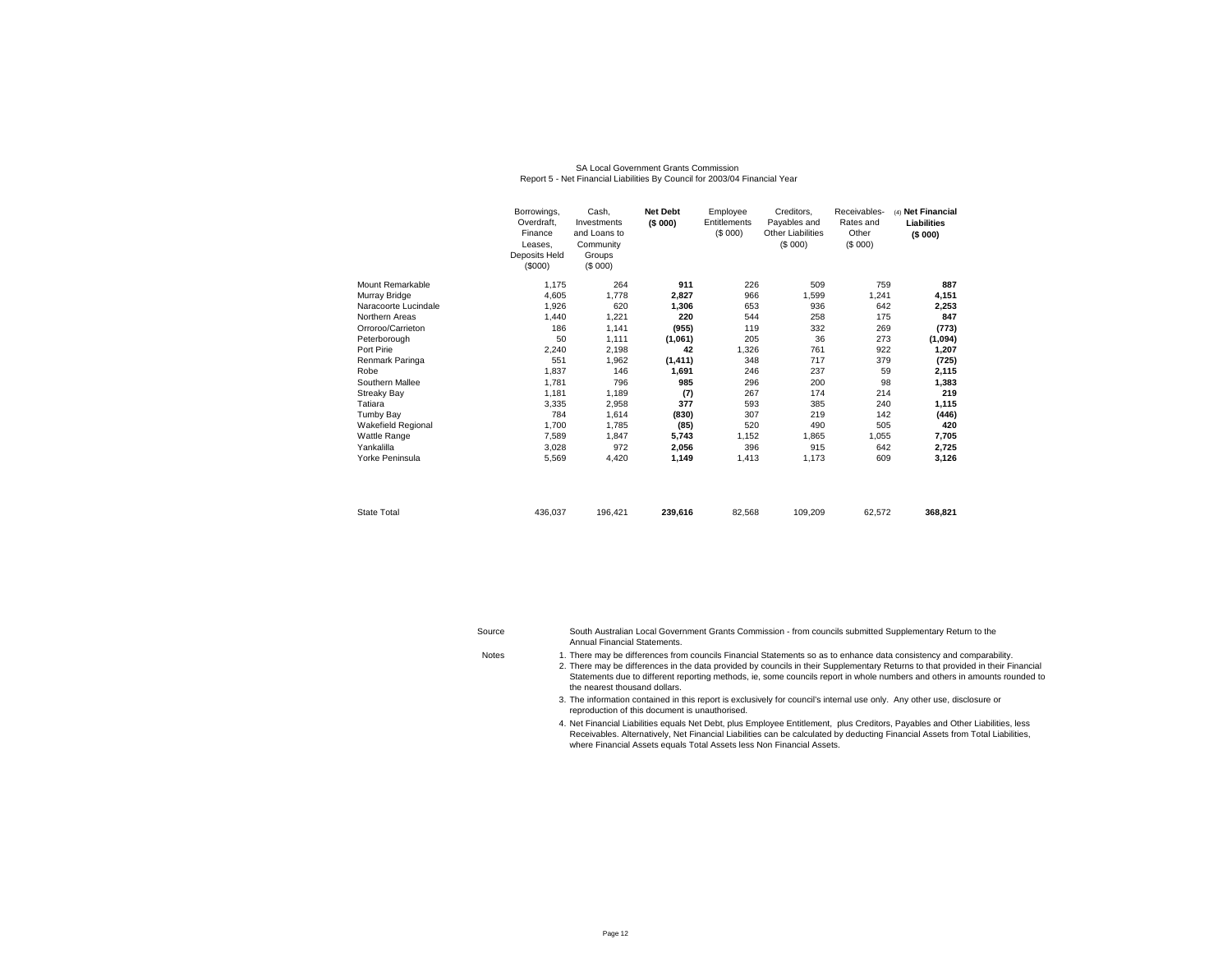SA Local Government Grants Commission
Report 5 - Net Financial Liabilities By Council for 2003/04 Financial Year

| | Borrowings, Overdraft, Finance Leases, Deposits Held ($000) | Cash, Investments and Loans to Community Groups ($ 000) | **Net Debt ($ 000)** | Employee Entitlements ($ 000) | Creditors, Payables and Other Liabilities ($ 000) | Receivables- Rates and Other ($ 000) | (4) **Net Financial Liabilities ($ 000)** |
|---|---|---|---|---|---|---|---|
| Mount Remarkable | 1,175 | 264 | **911** | 226 | 509 | 759 | **887** |
| Murray Bridge | 4,605 | 1,778 | **2,827** | 966 | 1,599 | 1,241 | **4,151** |
| Naracoorte Lucindale | 1,926 | 620 | **1,306** | 653 | 936 | 642 | **2,253** |
| Northern Areas | 1,440 | 1,221 | **220** | 544 | 258 | 175 | **847** |
| Orroroo/Carrieton | 186 | 1,141 | **(955)** | 119 | 332 | 269 | **(773)** |
| Peterborough | 50 | 1,111 | **(1,061)** | 205 | 36 | 273 | **(1,094)** |
| Port Pirie | 2,240 | 2,198 | **42** | 1,326 | 761 | 922 | **1,207** |
| Renmark Paringa | 551 | 1,962 | **(1,411)** | 348 | 717 | 379 | **(725)** |
| Robe | 1,837 | 146 | **1,691** | 246 | 237 | 59 | **2,115** |
| Southern Mallee | 1,781 | 796 | **985** | 296 | 200 | 98 | **1,383** |
| Streaky Bay | 1,181 | 1,189 | **(7)** | 267 | 174 | 214 | **219** |
| Tatiara | 3,335 | 2,958 | **377** | 593 | 385 | 240 | **1,115** |
| Tumby Bay | 784 | 1,614 | **(830)** | 307 | 219 | 142 | **(446)** |
| Wakefield Regional | 1,700 | 1,785 | **(85)** | 520 | 490 | 505 | **420** |
| Wattle Range | 7,589 | 1,847 | **5,743** | 1,152 | 1,865 | 1,055 | **7,705** |
| Yankalilla | 3,028 | 972 | **2,056** | 396 | 915 | 642 | **2,725** |
| Yorke Peninsula | 5,569 | 4,420 | **1,149** | 1,413 | 1,173 | 609 | **3,126** |
| State Total | 436,037 | 196,421 | **239,616** | 82,568 | 109,209 | 62,572 | **368,821** |

Source: South Australian Local Government Grants Commission - from councils submitted Supplementary Return to the Annual Financial Statements.

Notes:
1. There may be differences from councils Financial Statements so as to enhance data consistency and comparability.
2. There may be differences in the data provided by councils in their Supplementary Returns to that provided in their Financial Statements due to different reporting methods, ie, some councils report in whole numbers and others in amounts rounded to the nearest thousand dollars.
3. The information contained in this report is exclusively for council's internal use only. Any other use, disclosure or reproduction of this document is unauthorised.
4. Net Financial Liabilities equals Net Debt, plus Employee Entitlement, plus Creditors, Payables and Other Liabilities, less Receivables. Alternatively, Net Financial Liabilities can be calculated by deducting Financial Assets from Total Liabilities, where Financial Assets equals Total Assets less Non Financial Assets.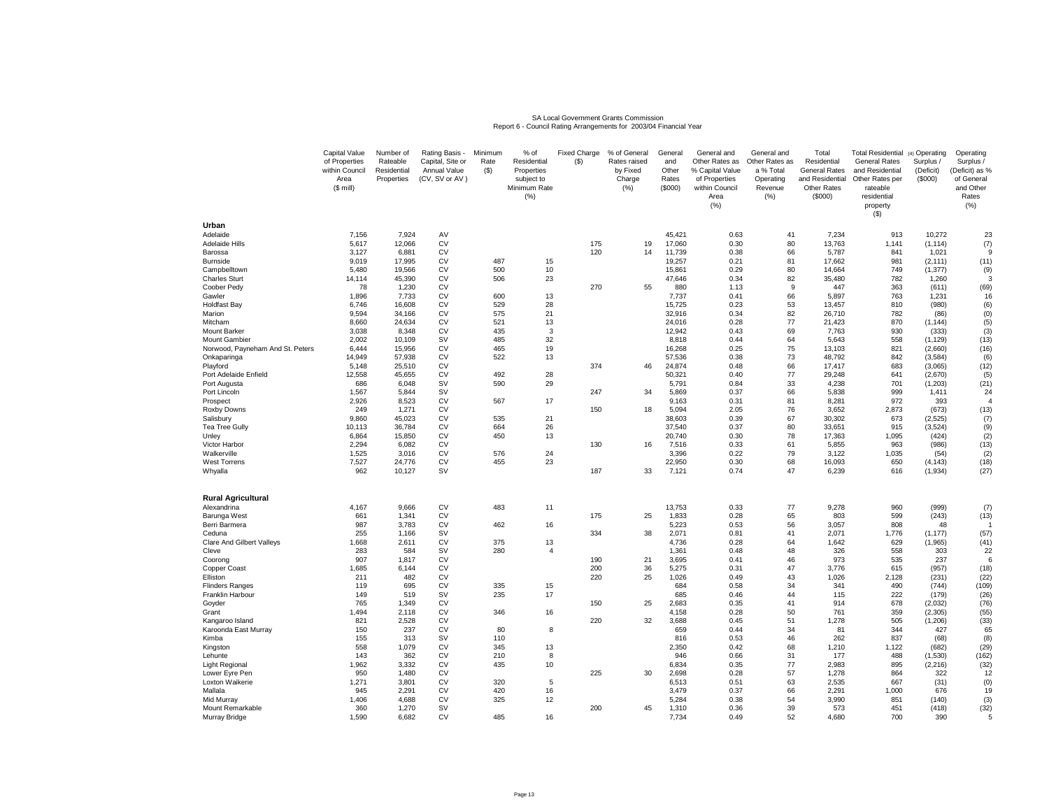SA Local Government Grants Commission
Report 6 - Council Rating Arrangements for 2003/04 Financial Year

| | Capital Value of Properties within Council Area ($ mill) | Number of Rateable Residential Properties | Rating Basis - Capital, Site or Annual Value (CV, SV or AV) | Minimum Rate ($) | % of Residential Properties subject to Minimum Rate (%) | Fixed Charge ($) | % of General Rates raised by Fixed Charge (%) | General and Other Rates ($000) | General and Other Rates as % Capital Value of Properties within Council Area (%) | General and Other Rates as a % Total Operating Revenue (%) | Total Residential General Rates and Residential Other Rates ($000) | Total Residential General Rates and Residential Other Rates per rateable residential property ($) | (4) Operating Surplus / (Deficit) ($000) | Operating Surplus / (Deficit) as % of General and Other Rates (%) |
|---|---|---|---|---|---|---|---|---|---|---|---|---|---|---|
| **Urban** | | | | | | | | | | | | | | |
| Adelaide | 7,156 | 7,924 | AV | | | | | 45,421 | 0.63 | 41 | 7,234 | 913 | 10,272 | 23 |
| Adelaide Hills | 5,617 | 12,066 | CV | | | 175 | 19 | 17,060 | 0.30 | 80 | 13,763 | 1,141 | (1,114) | (7) |
| Barossa | 3,127 | 6,881 | CV | | | 120 | 14 | 11,739 | 0.38 | 66 | 5,787 | 841 | 1,021 | 9 |
| Burnside | 9,019 | 17,995 | CV | 487 | 15 | | | 19,257 | 0.21 | 81 | 17,662 | 981 | (2,111) | (11) |
| Campbelltown | 5,480 | 19,566 | CV | 500 | 10 | | | 15,861 | 0.29 | 80 | 14,664 | 749 | (1,377) | (9) |
| Charles Sturt | 14,114 | 45,390 | CV | 506 | 23 | | | 47,646 | 0.34 | 82 | 35,480 | 782 | 1,260 | 3 |
| Coober Pedy | 78 | 1,230 | CV | | | 270 | 55 | 880 | 1.13 | 9 | 447 | 363 | (611) | (69) |
| Gawler | 1,896 | 7,733 | CV | 600 | 13 | | | 7,737 | 0.41 | 66 | 5,897 | 763 | 1,231 | 16 |
| Holdfast Bay | 6,746 | 16,608 | CV | 529 | 28 | | | 15,725 | 0.23 | 53 | 13,457 | 810 | (980) | (6) |
| Marion | 9,594 | 34,166 | CV | 575 | 21 | | | 32,916 | 0.34 | 82 | 26,710 | 782 | (86) | (0) |
| Mitcham | 8,660 | 24,634 | CV | 521 | 13 | | | 24,016 | 0.28 | 77 | 21,423 | 870 | (1,144) | (5) |
| Mount Barker | 3,038 | 8,348 | CV | 435 | 3 | | | 12,942 | 0.43 | 69 | 7,763 | 930 | (333) | (3) |
| Mount Gambier | 2,002 | 10,109 | SV | 485 | 32 | | | 8,818 | 0.44 | 64 | 5,643 | 558 | (1,129) | (13) |
| Norwood, Payneham And St. Peters | 6,444 | 15,956 | CV | 465 | 19 | | | 16,268 | 0.25 | 75 | 13,103 | 821 | (2,660) | (16) |
| Onkaparinga | 14,949 | 57,938 | CV | 522 | 13 | | | 57,536 | 0.38 | 73 | 48,792 | 842 | (3,584) | (6) |
| Playford | 5,148 | 25,510 | CV | | | 374 | 46 | 24,874 | 0.48 | 66 | 17,417 | 683 | (3,065) | (12) |
| Port Adelaide Enfield | 12,558 | 45,655 | CV | 492 | 28 | | | 50,321 | 0.40 | 77 | 29,248 | 641 | (2,670) | (5) |
| Port Augusta | 686 | 6,048 | SV | 590 | 29 | | | 5,791 | 0.84 | 33 | 4,238 | 701 | (1,203) | (21) |
| Port Lincoln | 1,567 | 5,844 | SV | | | 247 | 34 | 5,869 | 0.37 | 66 | 5,838 | 999 | 1,411 | 24 |
| Prospect | 2,926 | 8,523 | CV | 567 | 17 | | | 9,163 | 0.31 | 81 | 8,281 | 972 | 393 | 4 |
| Roxby Downs | 249 | 1,271 | CV | | | 150 | 18 | 5,094 | 2.05 | 76 | 3,652 | 2,873 | (673) | (13) |
| Salisbury | 9,860 | 45,023 | CV | 535 | 21 | | | 38,603 | 0.39 | 67 | 30,302 | 673 | (2,525) | (7) |
| Tea Tree Gully | 10,113 | 36,784 | CV | 664 | 26 | | | 37,540 | 0.37 | 80 | 33,651 | 915 | (3,524) | (9) |
| Unley | 6,864 | 15,850 | CV | 450 | 13 | | | 20,740 | 0.30 | 78 | 17,363 | 1,095 | (424) | (2) |
| Victor Harbor | 2,294 | 6,082 | CV | | | 130 | 16 | 7,516 | 0.33 | 61 | 5,855 | 963 | (986) | (13) |
| Walkerville | 1,525 | 3,016 | CV | 576 | 24 | | | 3,396 | 0.22 | 79 | 3,122 | 1,035 | (54) | (2) |
| West Torrens | 7,527 | 24,776 | CV | 455 | 23 | | | 22,950 | 0.30 | 68 | 16,093 | 650 | (4,143) | (18) |
| Whyalla | 962 | 10,127 | SV | | | 187 | 33 | 7,121 | 0.74 | 47 | 6,239 | 616 | (1,934) | (27) |
| **Rural Agricultural** | | | | | | | | | | | | | | |
| Alexandrina | 4,167 | 9,666 | CV | 483 | 11 | | | 13,753 | 0.33 | 77 | 9,278 | 960 | (999) | (7) |
| Barunga West | 661 | 1,341 | CV | | | 175 | 25 | 1,833 | 0.28 | 65 | 803 | 599 | (243) | (13) |
| Berri Barmera | 987 | 3,783 | CV | 462 | 16 | | | 5,223 | 0.53 | 56 | 3,057 | 808 | 48 | 1 |
| Ceduna | 255 | 1,166 | SV | | | 334 | 38 | 2,071 | 0.81 | 41 | 2,071 | 1,776 | (1,177) | (57) |
| Clare And Gilbert Valleys | 1,668 | 2,611 | CV | 375 | 13 | | | 4,736 | 0.28 | 64 | 1,642 | 629 | (1,965) | (41) |
| Cleve | 283 | 584 | SV | 280 | 4 | | | 1,361 | 0.48 | 48 | 326 | 558 | 303 | 22 |
| Coorong | 907 | 1,817 | CV | | | 190 | 21 | 3,695 | 0.41 | 46 | 973 | 535 | 237 | 6 |
| Copper Coast | 1,685 | 6,144 | CV | | | 200 | 36 | 5,275 | 0.31 | 47 | 3,776 | 615 | (957) | (18) |
| Elliston | 211 | 482 | CV | | | 220 | 25 | 1,026 | 0.49 | 43 | 1,026 | 2,128 | (231) | (22) |
| Flinders Ranges | 119 | 695 | CV | 335 | 15 | | | 684 | 0.58 | 34 | 341 | 490 | (744) | (109) |
| Franklin Harbour | 149 | 519 | SV | 235 | 17 | | | 685 | 0.46 | 44 | 115 | 222 | (179) | (26) |
| Goyder | 765 | 1,349 | CV | | | 150 | 25 | 2,683 | 0.35 | 41 | 914 | 678 | (2,032) | (76) |
| Grant | 1,494 | 2,118 | CV | 346 | 16 | | | 4,158 | 0.28 | 50 | 761 | 359 | (2,305) | (55) |
| Kangaroo Island | 821 | 2,528 | CV | | | 220 | 32 | 3,688 | 0.45 | 51 | 1,278 | 505 | (1,206) | (33) |
| Karoonda East Murray | 150 | 237 | CV | 80 | 8 | | | 659 | 0.44 | 34 | 81 | 344 | 427 | 65 |
| Kimba | 155 | 313 | SV | 110 | | | | 816 | 0.53 | 46 | 262 | 837 | (68) | (8) |
| Kingston | 558 | 1,079 | CV | 345 | 13 | | | 2,350 | 0.42 | 68 | 1,210 | 1,122 | (682) | (29) |
| Lehunte | 143 | 362 | CV | 210 | 8 | | | 946 | 0.66 | 31 | 177 | 488 | (1,530) | (162) |
| Light Regional | 1,962 | 3,332 | CV | 435 | 10 | | | 6,834 | 0.35 | 77 | 2,983 | 895 | (2,216) | (32) |
| Lower Eyre Pen | 950 | 1,480 | CV | | | 225 | 30 | 2,698 | 0.28 | 57 | 1,278 | 864 | 322 | 12 |
| Loxton Waikerie | 1,271 | 3,801 | CV | 320 | 5 | | | 6,513 | 0.51 | 63 | 2,535 | 667 | (31) | (0) |
| Mallala | 945 | 2,291 | CV | 420 | 16 | | | 3,479 | 0.37 | 66 | 2,291 | 1,000 | 676 | 19 |
| Mid Murray | 1,406 | 4,688 | CV | 325 | 12 | | | 5,284 | 0.38 | 54 | 3,990 | 851 | (140) | (3) |
| Mount Remarkable | 360 | 1,270 | SV | | | 200 | 45 | 1,310 | 0.36 | 39 | 573 | 451 | (418) | (32) |
| Murray Bridge | 1,590 | 6,682 | CV | 485 | 16 | | | 7,734 | 0.49 | 52 | 4,680 | 700 | 390 | 5 |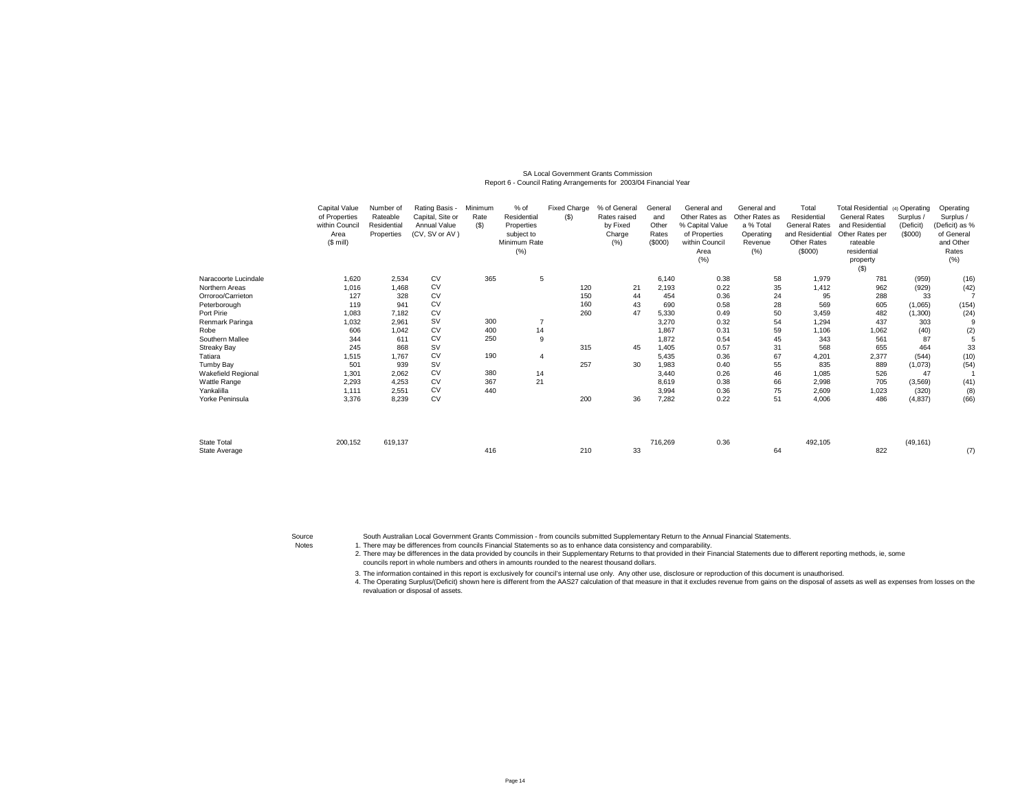SA Local Government Grants Commission
Report 6 - Council Rating Arrangements for 2003/04 Financial Year

| | Capital Value of Properties within Council Area ($ mill) | Number of Rateable Residential Properties | Rating Basis - Capital, Site or Annual Value (CV, SV or AV ) | Minimum Rate ($) | % of Residential Properties subject to Minimum Rate (%) | Fixed Charge ($) | % of General Rates raised by Fixed Charge (%) | General and Other Rates ($000) | General and Other Rates as % Capital Value of Properties within Council Area (%) | General and Other Rates as a % Total Operating Revenue (%) | Total Residential General Rates and Residential Other Rates ($000) | Total Residential General Rates and Residential Other Rates per rateable residential property ($) | (4) Operating Surplus / (Deficit) ($000) | Operating Surplus / (Deficit) as % of General and Other Rates (%) |
|---|---|---|---|---|---|---|---|---|---|---|---|---|---|---|
| Naracoorte Lucindale | 1,620 | 2,534 | CV | 365 | 5 | | | 6,140 | 0.38 | 58 | 1,979 | 781 | (959) | (16) |
| Northern Areas | 1,016 | 1,468 | CV | | | 120 | 21 | 2,193 | 0.22 | 35 | 1,412 | 962 | (929) | (42) |
| Orroroo/Carrieton | 127 | 328 | CV | | | 150 | 44 | 454 | 0.36 | 24 | 95 | 288 | 33 | 7 |
| Peterborough | 119 | 941 | CV | | | 160 | 43 | 690 | 0.58 | 28 | 569 | 605 | (1,065) | (154) |
| Port Pirie | 1,083 | 7,182 | CV | | | 260 | 47 | 5,330 | 0.49 | 50 | 3,459 | 482 | (1,300) | (24) |
| Renmark Paringa | 1,032 | 2,961 | SV | 300 | 7 | | | 3,270 | 0.32 | 54 | 1,294 | 437 | 303 | 9 |
| Robe | 606 | 1,042 | CV | 400 | 14 | | | 1,867 | 0.31 | 59 | 1,106 | 1,062 | (40) | (2) |
| Southern Mallee | 344 | 611 | CV | 250 | 9 | | | 1,872 | 0.54 | 45 | 343 | 561 | 87 | 5 |
| Streaky Bay | 245 | 868 | SV | | | 315 | 45 | 1,405 | 0.57 | 31 | 568 | 655 | 464 | 33 |
| Tatiara | 1,515 | 1,767 | CV | 190 | 4 | | | 5,435 | 0.36 | 67 | 4,201 | 2,377 | (544) | (10) |
| Tumby Bay | 501 | 939 | SV | | | 257 | 30 | 1,983 | 0.40 | 55 | 835 | 889 | (1,073) | (54) |
| Wakefield Regional | 1,301 | 2,062 | CV | 380 | 14 | | | 3,440 | 0.26 | 46 | 1,085 | 526 | 47 | 1 |
| Wattle Range | 2,293 | 4,253 | CV | 367 | 21 | | | 8,619 | 0.38 | 66 | 2,998 | 705 | (3,569) | (41) |
| Yankalilla | 1,111 | 2,551 | CV | 440 | | | | 3,994 | 0.36 | 75 | 2,609 | 1,023 | (320) | (8) |
| Yorke Peninsula | 3,376 | 8,239 | CV | | | 200 | 36 | 7,282 | 0.22 | 51 | 4,006 | 486 | (4,837) | (66) |
| State Total | 200,152 | 619,137 | | | | | | 716,269 | 0.36 | | 492,105 | | (49,161) | |
| State Average | | | | 416 | | 210 | 33 | | | 64 | | 822 | | (7) |

Source South Australian Local Government Grants Commission - from councils submitted Supplementary Return to the Annual Financial Statements.

Notes
1. There may be differences from councils Financial Statements so as to enhance data consistency and comparability.
2. There may be differences in the data provided by councils in their Supplementary Returns to that provided in their Financial Statements due to different reporting methods, ie, some councils report in whole numbers and others in amounts rounded to the nearest thousand dollars.
3. The information contained in this report is exclusively for council's internal use only. Any other use, disclosure or reproduction of this document is unauthorised.
4. The Operating Surplus/(Deficit) shown here is different from the AAS27 calculation of that measure in that it excludes revenue from gains on the disposal of assets as well as expenses from losses on the revaluation or disposal of assets.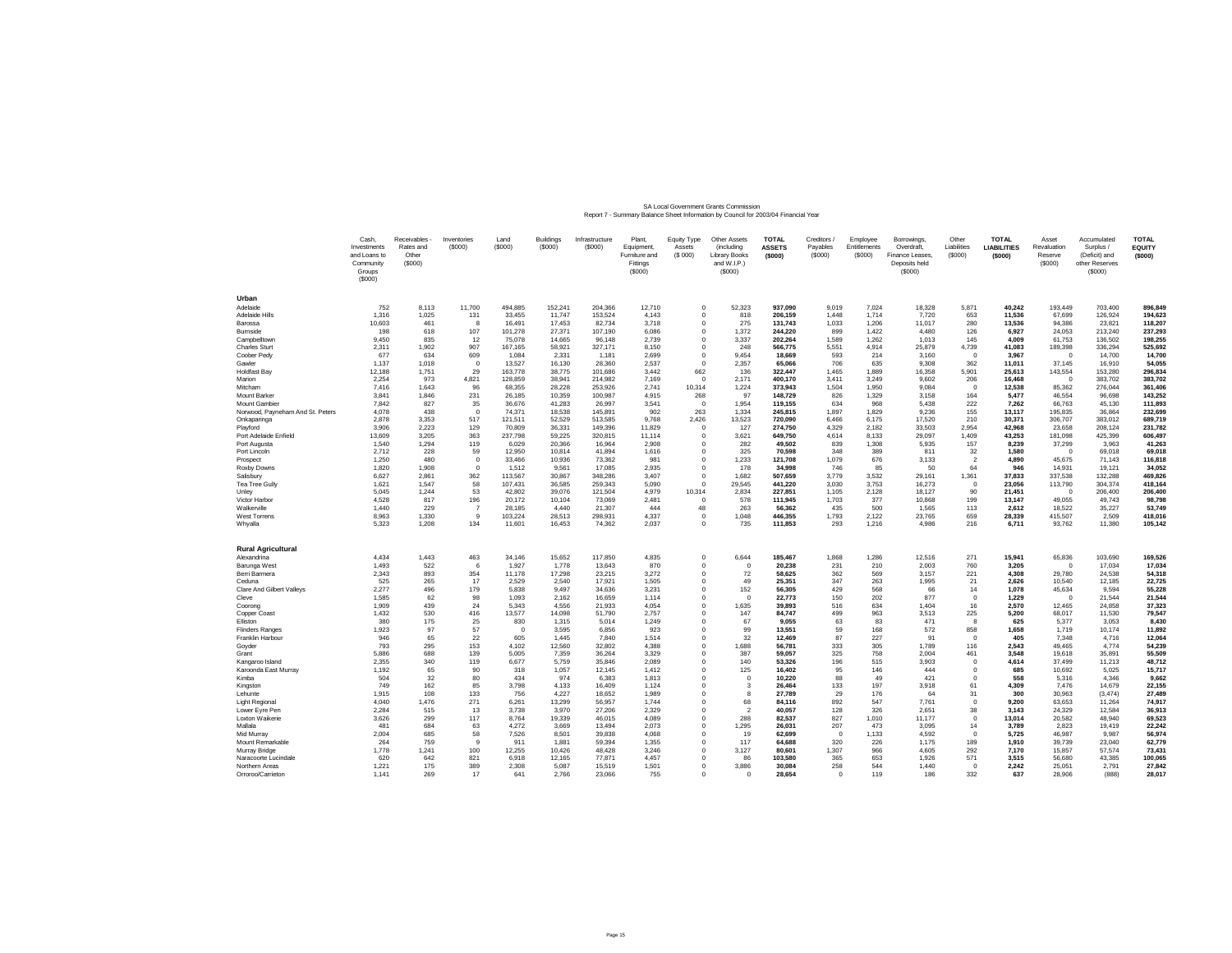SA Local Government Grants Commission
Report 7 - Summary Balance Sheet Information by Council for 2003/04 Financial Year

| | Cash, Investments and Loans to Community Groups ($000) | Receivables - Rates and Other ($000) | Inventories ($000) | Land ($000) | Buildings ($000) | Infrastructure ($000) | Plant, Equipment, Furniture and Fittings ($000) | Equity Type Assets ($ 000) | Other Assets (including Library Books and W.I.P.) ($000) | **TOTAL ASSETS ($000)** | Creditors / Payables ($000) | Employee Entitlements ($000) | Borrowings, Overdraft, Finance Leases, Deposits held ($000) | Other Liabilities ($000) | **TOTAL LIABILITIES ($000)** | Asset Revaluation Reserve ($000) | Accumulated Surplus / (Deficit) and other Reserves ($000) | **TOTAL EQUITY ($000)** |
|---|---|---|---|---|---|---|---|---|---|---|---|---|---|---|---|---|---|---|
| **Urban** | | | | | | | | | | | | | | | | | | |
| Adelaide | 752 | 8,113 | 11,700 | 494,885 | 152,241 | 204,366 | 12,710 | 0 | 52,323 | **937,090** | 9,019 | 7,024 | 18,328 | 5,871 | **40,242** | 193,449 | 703,400 | **896,849** |
| Adelaide Hills | 1,316 | 1,025 | 131 | 33,455 | 11,747 | 153,524 | 4,143 | 0 | 818 | **206,159** | 1,448 | 1,714 | 7,720 | 653 | **11,536** | 67,699 | 126,924 | **194,623** |
| Barossa | 10,603 | 461 | 8 | 16,491 | 17,453 | 82,734 | 3,718 | 0 | 275 | **131,743** | 1,033 | 1,206 | 11,017 | 280 | **13,536** | 94,386 | 23,821 | **118,207** |
| Burnside | 198 | 618 | 107 | 101,278 | 27,371 | 107,190 | 6,086 | 0 | 1,372 | **244,220** | 899 | 1,422 | 4,480 | 126 | **6,927** | 24,053 | 213,240 | **237,293** |
| Campbelltown | 9,450 | 835 | 12 | 75,078 | 14,665 | 96,148 | 2,739 | 0 | 3,337 | **202,264** | 1,589 | 1,262 | 1,013 | 145 | **4,009** | 61,753 | 136,502 | **198,255** |
| Charles Sturt | 2,311 | 1,902 | 907 | 167,165 | 58,921 | 327,171 | 8,150 | 0 | 248 | **566,775** | 5,551 | 4,914 | 25,879 | 4,739 | **41,083** | 189,398 | 336,294 | **525,692** |
| Coober Pedy | 677 | 634 | 609 | 1,084 | 2,331 | 1,181 | 2,699 | 0 | 9,454 | **18,669** | 593 | 214 | 3,160 | 0 | **3,967** | 0 | 14,700 | **14,700** |
| Gawler | 1,137 | 1,018 | 0 | 13,527 | 16,130 | 28,360 | 2,537 | 0 | 2,357 | **65,066** | 706 | 635 | 9,308 | 362 | **11,011** | 37,145 | 16,910 | **54,055** |
| Holdfast Bay | 12,188 | 1,751 | 29 | 163,778 | 38,775 | 101,686 | 3,442 | 662 | 136 | **322,447** | 1,465 | 1,889 | 16,358 | 5,901 | **25,613** | 143,554 | 153,280 | **296,834** |
| Marion | 2,254 | 973 | 4,821 | 128,859 | 38,941 | 214,982 | 7,169 | 0 | 2,171 | **400,170** | 3,411 | 3,249 | 9,602 | 206 | **16,468** | 0 | 383,702 | **383,702** |
| Mitcham | 7,416 | 1,643 | 96 | 68,355 | 28,228 | 253,926 | 2,741 | 10,314 | 1,224 | **373,943** | 1,504 | 1,950 | 9,084 | 0 | **12,538** | 85,362 | 276,044 | **361,406** |
| Mount Barker | 3,841 | 1,846 | 231 | 26,185 | 10,359 | 100,987 | 4,915 | 268 | 97 | **148,729** | 826 | 1,329 | 3,158 | 164 | **5,477** | 46,554 | 96,698 | **143,252** |
| Mount Gambier | 7,842 | 827 | 35 | 36,676 | 41,283 | 26,997 | 3,541 | 0 | 1,954 | **119,155** | 634 | 968 | 5,438 | 222 | **7,262** | 66,763 | 45,130 | **111,893** |
| Norwood, Payneham And St. Peters | 4,078 | 438 | 0 | 74,371 | 18,538 | 145,891 | 902 | 263 | 1,334 | **245,815** | 1,897 | 1,829 | 9,236 | 155 | **13,117** | 195,835 | 36,864 | **232,699** |
| Onkaparinga | 2,878 | 3,353 | 517 | 121,511 | 52,529 | 513,585 | 9,768 | 2,426 | 13,523 | **720,090** | 6,466 | 6,175 | 17,520 | 210 | **30,371** | 306,707 | 383,012 | **689,719** |
| Playford | 3,906 | 2,223 | 129 | 70,809 | 36,331 | 149,396 | 11,829 | 0 | 127 | **274,750** | 4,329 | 2,182 | 33,503 | 2,954 | **42,968** | 23,658 | 208,124 | **231,782** |
| Port Adelaide Enfield | 13,609 | 3,205 | 363 | 237,798 | 59,225 | 320,815 | 11,114 | 0 | 3,621 | **649,750** | 4,614 | 8,133 | 29,097 | 1,409 | **43,253** | 181,098 | 425,399 | **606,497** |
| Port Augusta | 1,540 | 1,294 | 119 | 6,029 | 20,366 | 16,964 | 2,908 | 0 | 282 | **49,502** | 839 | 1,308 | 5,935 | 157 | **8,239** | 37,299 | 3,963 | **41,263** |
| Port Lincoln | 2,712 | 228 | 59 | 12,950 | 10,814 | 41,894 | 1,616 | 0 | 325 | **70,598** | 348 | 389 | 811 | 32 | **1,580** | 0 | 69,018 | **69,018** |
| Prospect | 1,250 | 480 | 0 | 33,466 | 10,936 | 73,362 | 981 | 0 | 1,233 | **121,708** | 1,079 | 676 | 3,133 | 2 | **4,890** | 45,675 | 71,143 | **116,818** |
| Roxby Downs | 1,820 | 1,908 | 0 | 1,512 | 9,561 | 17,085 | 2,935 | 0 | 178 | **34,998** | 746 | 85 | 50 | 64 | **946** | 14,931 | 19,121 | **34,052** |
| Salisbury | 6,627 | 2,861 | 362 | 113,567 | 30,867 | 348,286 | 3,407 | 0 | 1,682 | **507,659** | 3,779 | 3,532 | 29,161 | 1,361 | **37,833** | 337,538 | 132,288 | **469,826** |
| Tea Tree Gully | 1,621 | 1,547 | 58 | 107,431 | 36,585 | 259,343 | 5,090 | 0 | 29,545 | **441,220** | 3,030 | 3,753 | 16,273 | 0 | **23,056** | 113,790 | 304,374 | **418,164** |
| Unley | 5,045 | 1,244 | 53 | 42,802 | 39,076 | 121,504 | 4,979 | 10,314 | 2,834 | **227,851** | 1,105 | 2,128 | 18,127 | 90 | **21,451** | 0 | 206,400 | **206,400** |
| Victor Harbor | 4,528 | 817 | 196 | 20,172 | 10,104 | 73,069 | 2,481 | 0 | 578 | **111,945** | 1,703 | 377 | 10,868 | 199 | **13,147** | 49,055 | 49,743 | **98,798** |
| Walkerville | 1,440 | 229 | 7 | 28,185 | 4,440 | 21,307 | 444 | 48 | 263 | **56,362** | 435 | 500 | 1,565 | 113 | **2,612** | 18,522 | 35,227 | **53,749** |
| West Torrens | 8,963 | 1,330 | 9 | 103,224 | 28,513 | 298,931 | 4,337 | 0 | 1,048 | **446,355** | 1,793 | 2,122 | 23,765 | 659 | **28,339** | 415,507 | 2,509 | **418,016** |
| Whyalla | 5,323 | 1,208 | 134 | 11,601 | 16,453 | 74,362 | 2,037 | 0 | 735 | **111,853** | 293 | 1,216 | 4,986 | 216 | **6,711** | 93,762 | 11,380 | **105,142** |
| **Rural Agricultural** | | | | | | | | | | | | | | | | | | |
| Alexandrina | 4,434 | 1,443 | 463 | 34,146 | 15,652 | 117,850 | 4,835 | 0 | 6,644 | **185,467** | 1,868 | 1,286 | 12,516 | 271 | **15,941** | 65,836 | 103,690 | **169,526** |
| Barunga West | 1,493 | 522 | 6 | 1,927 | 1,778 | 13,643 | 870 | 0 | 0 | **20,238** | 231 | 210 | 2,003 | 760 | **3,205** | 0 | 17,034 | **17,034** |
| Berri Barmera | 2,343 | 893 | 354 | 11,178 | 17,298 | 23,215 | 3,272 | 0 | 72 | **58,625** | 362 | 569 | 3,157 | 221 | **4,308** | 29,780 | 24,538 | **54,318** |
| Ceduna | 525 | 265 | 17 | 2,529 | 2,540 | 17,921 | 1,505 | 0 | 49 | **25,351** | 347 | 263 | 1,995 | 21 | **2,626** | 10,540 | 12,185 | **22,725** |
| Clare And Gilbert Valleys | 2,277 | 496 | 179 | 5,838 | 9,497 | 34,636 | 3,231 | 0 | 152 | **56,305** | 429 | 568 | 66 | 14 | **1,078** | 45,634 | 9,594 | **55,228** |
| Cleve | 1,585 | 62 | 98 | 1,093 | 2,162 | 16,659 | 1,114 | 0 | 0 | **22,773** | 150 | 202 | 877 | 0 | **1,229** | 0 | 21,544 | **21,544** |
| Coorong | 1,909 | 439 | 24 | 5,343 | 4,556 | 21,933 | 4,054 | 0 | 1,635 | **39,893** | 516 | 634 | 1,404 | 16 | **2,570** | 12,465 | 24,858 | **37,323** |
| Copper Coast | 1,432 | 530 | 416 | 13,577 | 14,098 | 51,790 | 2,757 | 0 | 147 | **84,747** | 499 | 963 | 3,513 | 225 | **5,200** | 68,017 | 11,530 | **79,547** |
| Elliston | 380 | 175 | 25 | 830 | 1,315 | 5,014 | 1,249 | 0 | 67 | **9,055** | 63 | 83 | 471 | 8 | **625** | 5,377 | 3,053 | **8,430** |
| Flinders Ranges | 1,923 | 97 | 57 | 0 | 3,595 | 6,856 | 923 | 0 | 99 | **13,551** | 59 | 168 | 572 | 858 | **1,658** | 1,719 | 10,174 | **11,892** |
| Franklin Harbour | 946 | 65 | 22 | 605 | 1,445 | 7,840 | 1,514 | 0 | 32 | **12,469** | 87 | 227 | 91 | 0 | **405** | 7,348 | 4,716 | **12,064** |
| Goyder | 793 | 295 | 153 | 4,102 | 12,560 | 32,802 | 4,388 | 0 | 1,688 | **56,781** | 333 | 305 | 1,789 | 116 | **2,543** | 49,465 | 4,774 | **54,239** |
| Grant | 5,886 | 688 | 139 | 5,005 | 7,359 | 36,264 | 3,329 | 0 | 387 | **59,057** | 325 | 758 | 2,004 | 461 | **3,548** | 19,618 | 35,891 | **55,509** |
| Kangaroo Island | 2,355 | 340 | 119 | 6,677 | 5,759 | 35,846 | 2,089 | 0 | 140 | **53,326** | 196 | 515 | 3,903 | 0 | **4,614** | 37,499 | 11,213 | **48,712** |
| Karoonda East Murray | 1,192 | 65 | 90 | 318 | 1,057 | 12,145 | 1,412 | 0 | 125 | **16,402** | 95 | 146 | 444 | 0 | **685** | 10,692 | 5,025 | **15,717** |
| Kimba | 504 | 32 | 80 | 434 | 974 | 6,383 | 1,813 | 0 | 0 | **10,220** | 88 | 49 | 421 | 0 | **558** | 5,316 | 4,346 | **9,662** |
| Kingston | 749 | 162 | 85 | 3,798 | 4,133 | 16,409 | 1,124 | 0 | 3 | **26,464** | 133 | 197 | 3,918 | 61 | **4,309** | 7,476 | 14,679 | **22,155** |
| Lehunte | 1,915 | 108 | 133 | 756 | 4,227 | 18,652 | 1,989 | 0 | 8 | **27,789** | 29 | 176 | 64 | 31 | **300** | 30,963 | (3,474) | **27,489** |
| Light Regional | 4,040 | 1,476 | 271 | 6,261 | 13,299 | 56,957 | 1,744 | 0 | 68 | **84,116** | 892 | 547 | 7,761 | 0 | **9,200** | 63,653 | 11,264 | **74,917** |
| Lower Eyre Pen | 2,284 | 515 | 13 | 3,738 | 3,970 | 27,206 | 2,329 | 0 | 2 | **40,057** | 128 | 326 | 2,651 | 38 | **3,143** | 24,329 | 12,584 | **36,913** |
| Loxton Waikerie | 3,626 | 299 | 117 | 8,764 | 19,339 | 46,015 | 4,089 | 0 | 288 | **82,537** | 827 | 1,010 | 11,177 | 0 | **13,014** | 20,582 | 48,940 | **69,523** |
| Mallala | 481 | 684 | 63 | 4,272 | 3,669 | 13,494 | 2,073 | 0 | 1,295 | **26,031** | 207 | 473 | 3,095 | 14 | **3,789** | 2,823 | 19,419 | **22,242** |
| Mid Murray | 2,004 | 685 | 58 | 7,526 | 8,501 | 39,838 | 4,068 | 0 | 19 | **62,699** | 0 | 1,133 | 4,592 | 0 | **5,725** | 46,987 | 9,987 | **56,974** |
| Mount Remarkable | 264 | 759 | 9 | 911 | 1,881 | 59,394 | 1,355 | 0 | 117 | **64,688** | 320 | 226 | 1,175 | 189 | **1,910** | 39,739 | 23,040 | **62,779** |
| Murray Bridge | 1,778 | 1,241 | 100 | 12,255 | 10,426 | 48,428 | 3,246 | 0 | 3,127 | **80,601** | 1,307 | 966 | 4,605 | 292 | **7,170** | 15,857 | 57,574 | **73,431** |
| Naracoorte Lucindale | 620 | 642 | 821 | 6,918 | 12,165 | 77,871 | 4,457 | 0 | 86 | **103,580** | 365 | 653 | 1,926 | 571 | **3,515** | 56,680 | 43,385 | **100,065** |
| Northern Areas | 1,221 | 175 | 389 | 2,308 | 5,087 | 15,519 | 1,501 | 0 | 3,886 | **30,084** | 258 | 544 | 1,440 | 0 | **2,242** | 25,051 | 2,791 | **27,842** |
| Orroroo/Carrieton | 1,141 | 269 | 17 | 641 | 2,766 | 23,066 | 755 | 0 | 0 | **28,654** | 0 | 119 | 186 | 332 | **637** | 28,906 | (888) | **28,017** |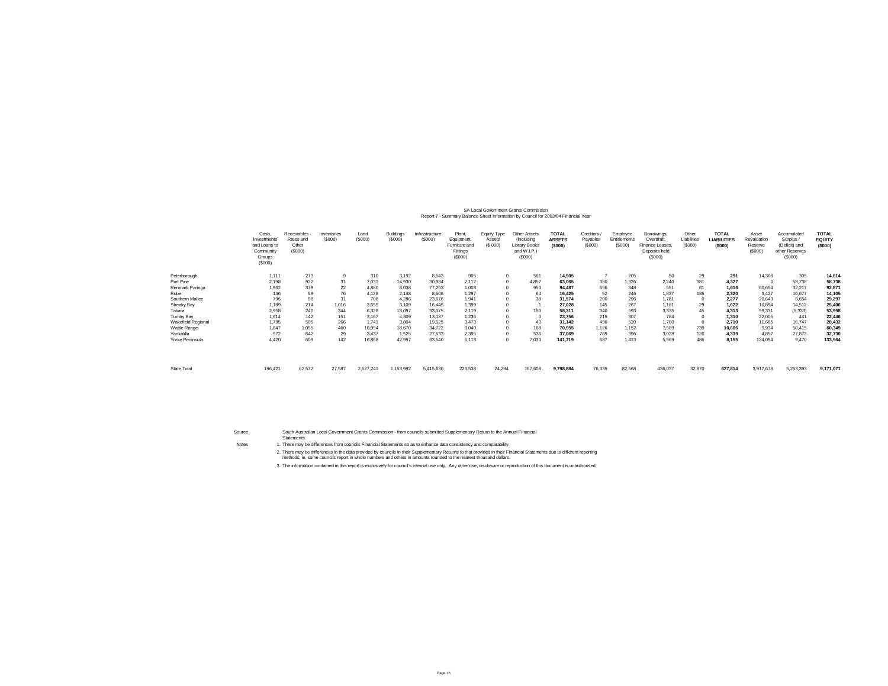SA Local Government Grants Commission
Report 7 - Summary Balance Sheet Information by Council for 2003/04 Financial Year

| | Cash, Investments and Loans to Community Groups ($000) | Receivables - Rates and Other ($000) | Inventories ($000) | Land ($000) | Buildings ($000) | Infrastructure ($000) | Plant, Equipment, Furniture and Fittings ($000) | Equity Type Assets ($ 000) | Other Assets (including Library Books and W.I.P.) ($000) | **TOTAL ASSETS ($000)** | Creditors / Payables ($000) | Employee Entitlements ($000) | Borrowings, Overdraft, Finance Leases, Deposits held ($000) | Other Liabilities ($000) | **TOTAL LIABILITIES ($000)** | Asset Revaluation Reserve ($000) | Accumulated Surplus / (Deficit) and other Reserves ($000) | **TOTAL EQUITY ($000)** |
|---|---|---|---|---|---|---|---|---|---|---|---|---|---|---|---|---|---|---|
| Peterborough | 1,111 | 273 | 9 | 310 | 3,192 | 8,543 | 905 | 0 | 561 | **14,905** | 7 | 205 | 50 | 29 | **291** | 14,308 | 305 | **14,614** |
| Port Pirie | 2,198 | 922 | 31 | 7,031 | 14,930 | 30,984 | 2,112 | 0 | 4,857 | **63,065** | 380 | 1,326 | 2,240 | 381 | **4,327** | 0 | 58,738 | **58,738** |
| Renmark Paringa | 1,962 | 379 | 22 | 4,880 | 8,038 | 77,253 | 1,003 | 0 | 950 | **94,487** | 656 | 348 | 551 | 61 | **1,616** | 60,654 | 32,217 | **92,871** |
| Robe | 146 | 59 | 76 | 4,128 | 2,148 | 8,506 | 1,297 | 0 | 64 | **16,425** | 52 | 246 | 1,837 | 185 | **2,320** | 3,427 | 10,677 | **14,105** |
| Southern Mallee | 796 | 98 | 31 | 708 | 4,286 | 23,676 | 1,941 | 0 | 38 | **31,574** | 200 | 296 | 1,781 | 0 | **2,277** | 20,643 | 8,654 | **29,297** |
| Streaky Bay | 1,189 | 214 | 1,016 | 3,655 | 3,109 | 16,445 | 1,399 | 0 | 1 | **27,028** | 145 | 267 | 1,181 | 29 | **1,622** | 10,894 | 14,512 | **25,406** |
| Tatiara | 2,958 | 240 | 344 | 6,328 | 13,097 | 33,075 | 2,119 | 0 | 150 | **58,311** | 340 | 593 | 3,335 | 45 | **4,313** | 59,331 | (5,333) | **53,998** |
| Tumby Bay | 1,614 | 142 | 151 | 3,167 | 4,309 | 13,137 | 1,236 | 0 | 0 | **23,756** | 219 | 307 | 784 | 0 | **1,310** | 22,005 | 441 | **22,446** |
| Wakefield Regional | 1,785 | 505 | 266 | 1,741 | 3,804 | 19,525 | 3,473 | 0 | 43 | **31,142** | 490 | 520 | 1,700 | 0 | **2,710** | 11,685 | 16,747 | **28,432** |
| Wattle Range | 1,847 | 1,055 | 460 | 10,994 | 18,670 | 34,722 | 3,040 | 0 | 168 | **70,955** | 1,126 | 1,152 | 7,589 | 739 | **10,606** | 9,934 | 50,415 | **60,349** |
| Yankalilla | 972 | 642 | 29 | 3,437 | 1,525 | 27,533 | 2,395 | 0 | 536 | **37,069** | 789 | 396 | 3,028 | 126 | **4,339** | 4,857 | 27,873 | **32,730** |
| Yorke Peninsula | 4,420 | 609 | 142 | 16,868 | 42,997 | 63,540 | 6,113 | 0 | 7,030 | **141,719** | 687 | 1,413 | 5,569 | 486 | **8,155** | 124,094 | 9,470 | **133,564** |
| State Total | 196,421 | 62,572 | 27,587 | 2,527,241 | 1,153,992 | 5,415,630 | 223,538 | 24,294 | 167,608 | **9,798,884** | 76,339 | 82,568 | 436,037 | 32,870 | **627,814** | 3,917,678 | 5,253,393 | **9,171,071** |

Source: South Australian Local Government Grants Commission - from councils submitted Supplementary Return to the Annual Financial Statements.

Notes:
1. There may be differences from councils Financial Statements so as to enhance data consistency and comparability.
2. There may be differences in the data provided by councils in their Supplementary Returns to that provided in their Financial Statements due to different reporting methods, ie, some councils report in whole numbers and others in amounts rounded to the nearest thousand dollars.
3. The information contained in this report is exclusively for council's internal use only. Any other use, disclosure or reproduction of this document is unauthorised.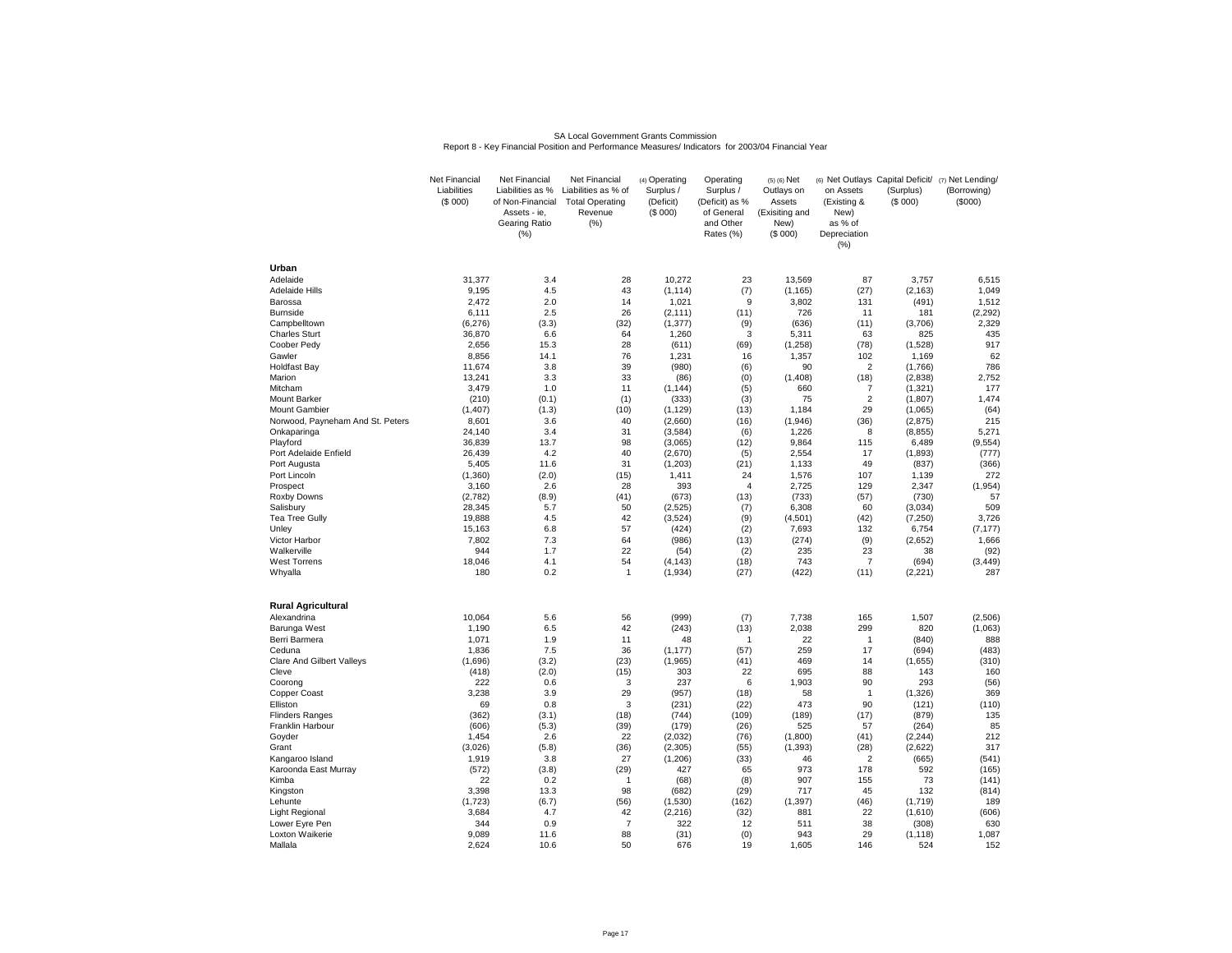SA Local Government Grants Commission
Report 8 - Key Financial Position and Performance Measures/ Indicators for 2003/04 Financial Year

| | Net Financial Liabilities ($ 000) | Net Financial Liabilities as % of Non-Financial Assets - ie, Gearing Ratio (%) | Net Financial Liabilities as % of Total Operating Revenue (%) | (4) Operating Surplus / (Deficit) ($ 000) | Operating Surplus / (Deficit) as % of General and Other Rates (%) | (5) (6) Net Outlays on Assets (Exisiting and New) ($ 000) | (6) Net Outlays on Assets (Existing & New) as % of Depreciation (%) | Capital Deficit/ (Surplus) ($ 000) | (7) Net Lending/ (Borrowing) ($000) |
|---|---|---|---|---|---|---|---|---|---|
| **Urban** | | | | | | | | | |
| Adelaide | 31,377 | 3.4 | 28 | 10,272 | 23 | 13,569 | 87 | 3,757 | 6,515 |
| Adelaide Hills | 9,195 | 4.5 | 43 | (1,114) | (7) | (1,165) | (27) | (2,163) | 1,049 |
| Barossa | 2,472 | 2.0 | 14 | 1,021 | 9 | 3,802 | 131 | (491) | 1,512 |
| Burnside | 6,111 | 2.5 | 26 | (2,111) | (11) | 726 | 11 | 181 | (2,292) |
| Campbelltown | (6,276) | (3.3) | (32) | (1,377) | (9) | (636) | (11) | (3,706) | 2,329 |
| Charles Sturt | 36,870 | 6.6 | 64 | 1,260 | 3 | 5,311 | 63 | 825 | 435 |
| Coober Pedy | 2,656 | 15.3 | 28 | (611) | (69) | (1,258) | (78) | (1,528) | 917 |
| Gawler | 8,856 | 14.1 | 76 | 1,231 | 16 | 1,357 | 102 | 1,169 | 62 |
| Holdfast Bay | 11,674 | 3.8 | 39 | (980) | (6) | 90 | 2 | (1,766) | 786 |
| Marion | 13,241 | 3.3 | 33 | (86) | (0) | (1,408) | (18) | (2,838) | 2,752 |
| Mitcham | 3,479 | 1.0 | 11 | (1,144) | (5) | 660 | 7 | (1,321) | 177 |
| Mount Barker | (210) | (0.1) | (1) | (333) | (3) | 75 | 2 | (1,807) | 1,474 |
| Mount Gambier | (1,407) | (1.3) | (10) | (1,129) | (13) | 1,184 | 29 | (1,065) | (64) |
| Norwood, Payneham And St. Peters | 8,601 | 3.6 | 40 | (2,660) | (16) | (1,946) | (36) | (2,875) | 215 |
| Onkaparinga | 24,140 | 3.4 | 31 | (3,584) | (6) | 1,226 | 8 | (8,855) | 5,271 |
| Playford | 36,839 | 13.7 | 98 | (3,065) | (12) | 9,864 | 115 | 6,489 | (9,554) |
| Port Adelaide Enfield | 26,439 | 4.2 | 40 | (2,670) | (5) | 2,554 | 17 | (1,893) | (777) |
| Port Augusta | 5,405 | 11.6 | 31 | (1,203) | (21) | 1,133 | 49 | (837) | (366) |
| Port Lincoln | (1,360) | (2.0) | (15) | 1,411 | 24 | 1,576 | 107 | 1,139 | 272 |
| Prospect | 3,160 | 2.6 | 28 | 393 | 4 | 2,725 | 129 | 2,347 | (1,954) |
| Roxby Downs | (2,782) | (8.9) | (41) | (673) | (13) | (733) | (57) | (730) | 57 |
| Salisbury | 28,345 | 5.7 | 50 | (2,525) | (7) | 6,308 | 60 | (3,034) | 509 |
| Tea Tree Gully | 19,888 | 4.5 | 42 | (3,524) | (9) | (4,501) | (42) | (7,250) | 3,726 |
| Unley | 15,163 | 6.8 | 57 | (424) | (2) | 7,693 | 132 | 6,754 | (7,177) |
| Victor Harbor | 7,802 | 7.3 | 64 | (986) | (13) | (274) | (9) | (2,652) | 1,666 |
| Walkerville | 944 | 1.7 | 22 | (54) | (2) | 235 | 23 | 38 | (92) |
| West Torrens | 18,046 | 4.1 | 54 | (4,143) | (18) | 743 | 7 | (694) | (3,449) |
| Whyalla | 180 | 0.2 | 1 | (1,934) | (27) | (422) | (11) | (2,221) | 287 |
| **Rural Agricultural** | | | | | | | | | |
| Alexandrina | 10,064 | 5.6 | 56 | (999) | (7) | 7,738 | 165 | 1,507 | (2,506) |
| Barunga West | 1,190 | 6.5 | 42 | (243) | (13) | 2,038 | 299 | 820 | (1,063) |
| Berri Barmera | 1,071 | 1.9 | 11 | 48 | 1 | 22 | 1 | (840) | 888 |
| Ceduna | 1,836 | 7.5 | 36 | (1,177) | (57) | 259 | 17 | (694) | (483) |
| Clare And Gilbert Valleys | (1,696) | (3.2) | (23) | (1,965) | (41) | 469 | 14 | (1,655) | (310) |
| Cleve | (418) | (2.0) | (15) | 303 | 22 | 695 | 88 | 143 | 160 |
| Coorong | 222 | 0.6 | 3 | 237 | 6 | 1,903 | 90 | 293 | (56) |
| Copper Coast | 3,238 | 3.9 | 29 | (957) | (18) | 58 | 1 | (1,326) | 369 |
| Elliston | 69 | 0.8 | 3 | (231) | (22) | 473 | 90 | (121) | (110) |
| Flinders Ranges | (362) | (3.1) | (18) | (744) | (109) | (189) | (17) | (879) | 135 |
| Franklin Harbour | (606) | (5.3) | (39) | (179) | (26) | 525 | 57 | (264) | 85 |
| Goyder | 1,454 | 2.6 | 22 | (2,032) | (76) | (1,800) | (41) | (2,244) | 212 |
| Grant | (3,026) | (5.8) | (36) | (2,305) | (55) | (1,393) | (28) | (2,622) | 317 |
| Kangaroo Island | 1,919 | 3.8 | 27 | (1,206) | (33) | 46 | 2 | (665) | (541) |
| Karoonda East Murray | (572) | (3.8) | (29) | 427 | 65 | 973 | 178 | 592 | (165) |
| Kimba | 22 | 0.2 | 1 | (68) | (8) | 907 | 155 | 73 | (141) |
| Kingston | 3,398 | 13.3 | 98 | (682) | (29) | 717 | 45 | 132 | (814) |
| Lehunte | (1,723) | (6.7) | (56) | (1,530) | (162) | (1,397) | (46) | (1,719) | 189 |
| Light Regional | 3,684 | 4.7 | 42 | (2,216) | (32) | 881 | 22 | (1,610) | (606) |
| Lower Eyre Pen | 344 | 0.9 | 7 | 322 | 12 | 511 | 38 | (308) | 630 |
| Loxton Waikerie | 9,089 | 11.6 | 88 | (31) | (0) | 943 | 29 | (1,118) | 1,087 |
| Mallala | 2,624 | 10.6 | 50 | 676 | 19 | 1,605 | 146 | 524 | 152 |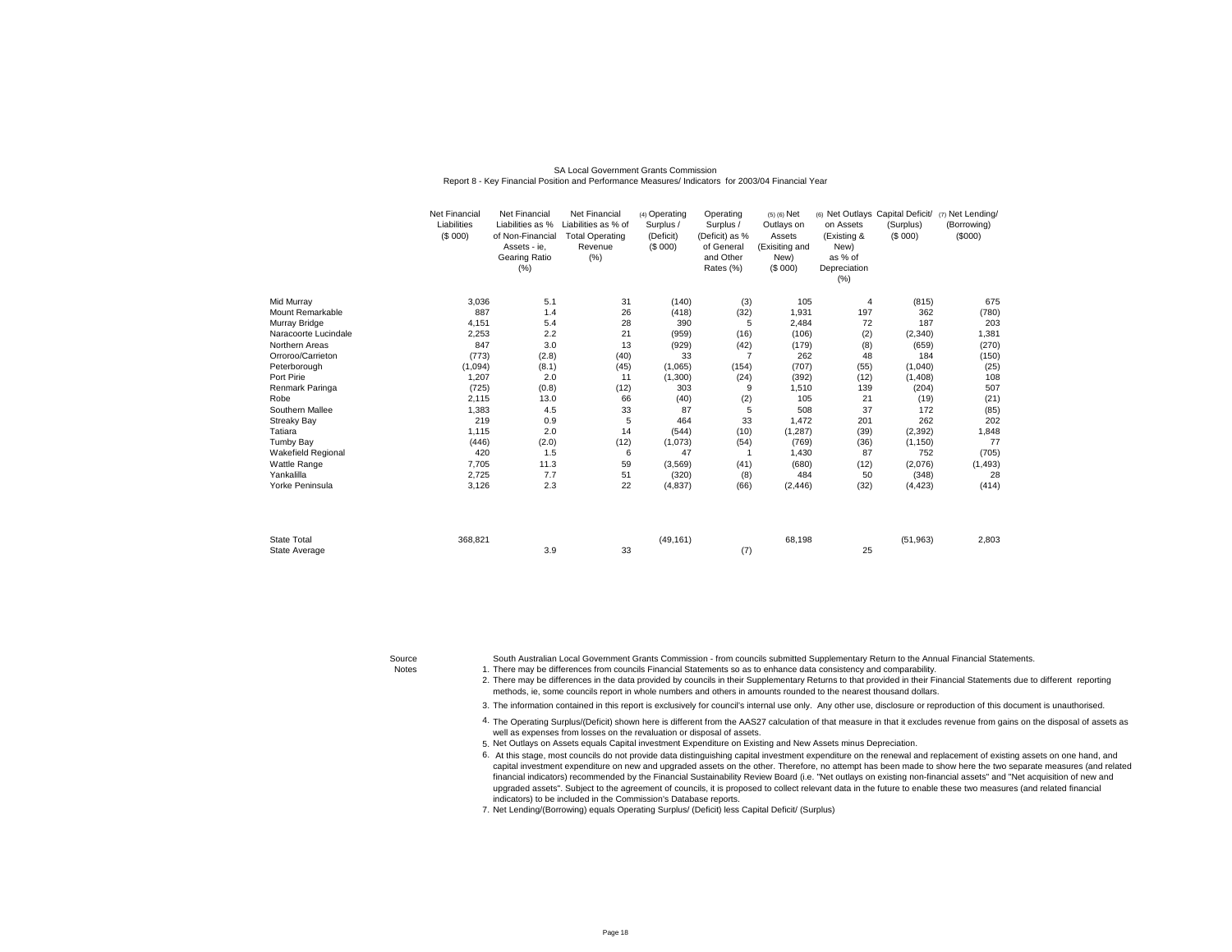SA Local Government Grants Commission

Report 8 - Key Financial Position and Performance Measures/ Indicators for 2003/04 Financial Year

| | Net Financial Liabilities ($ 000) | Net Financial Liabilities as % of Non-Financial Assets - ie, Gearing Ratio (%) | Net Financial Liabilities as % of Total Operating Revenue (%) | (4) Operating Surplus / (Deficit) ($ 000) | Operating Surplus / (Deficit) as % of General and Other Rates (%) | (5) (6) Net Outlays on Assets (Exisiting and New) ($ 000) | (6) Net Outlays on Assets (Existing & New) as % of Depreciation (%) | Capital Deficit/ (Surplus) ($ 000) | (7) Net Lending/ (Borrowing) ($000) |
|---|---|---|---|---|---|---|---|---|---|
| Mid Murray | 3,036 | 5.1 | 31 | (140) | (3) | 105 | 4 | (815) | 675 |
| Mount Remarkable | 887 | 1.4 | 26 | (418) | (32) | 1,931 | 197 | 362 | (780) |
| Murray Bridge | 4,151 | 5.4 | 28 | 390 | 5 | 2,484 | 72 | 187 | 203 |
| Naracoorte Lucindale | 2,253 | 2.2 | 21 | (959) | (16) | (106) | (2) | (2,340) | 1,381 |
| Northern Areas | 847 | 3.0 | 13 | (929) | (42) | (179) | (8) | (659) | (270) |
| Orroroo/Carrieton | (773) | (2.8) | (40) | 33 | 7 | 262 | 48 | 184 | (150) |
| Peterborough | (1,094) | (8.1) | (45) | (1,065) | (154) | (707) | (55) | (1,040) | (25) |
| Port Pirie | 1,207 | 2.0 | 11 | (1,300) | (24) | (392) | (12) | (1,408) | 108 |
| Renmark Paringa | (725) | (0.8) | (12) | 303 | 9 | 1,510 | 139 | (204) | 507 |
| Robe | 2,115 | 13.0 | 66 | (40) | (2) | 105 | 21 | (19) | (21) |
| Southern Mallee | 1,383 | 4.5 | 33 | 87 | 5 | 508 | 37 | 172 | (85) |
| Streaky Bay | 219 | 0.9 | 5 | 464 | 33 | 1,472 | 201 | 262 | 202 |
| Tatiara | 1,115 | 2.0 | 14 | (544) | (10) | (1,287) | (39) | (2,392) | 1,848 |
| Tumby Bay | (446) | (2.0) | (12) | (1,073) | (54) | (769) | (36) | (1,150) | 77 |
| Wakefield Regional | 420 | 1.5 | 6 | 47 | 1 | 1,430 | 87 | 752 | (705) |
| Wattle Range | 7,705 | 11.3 | 59 | (3,569) | (41) | (680) | (12) | (2,076) | (1,493) |
| Yankalilla | 2,725 | 7.7 | 51 | (320) | (8) | 484 | 50 | (348) | 28 |
| Yorke Peninsula | 3,126 | 2.3 | 22 | (4,837) | (66) | (2,446) | (32) | (4,423) | (414) |
| | | | | | | | | | |
| State Total | 368,821 | | | (49,161) | | 68,198 | | (51,963) | 2,803 |
| State Average | | 3.9 | 33 | | (7) | | 25 | | |

Source: South Australian Local Government Grants Commission - from councils submitted Supplementary Return to the Annual Financial Statements.

Notes:

1. There may be differences from councils Financial Statements so as to enhance data consistency and comparability.
2. There may be differences in the data provided by councils in their Supplementary Returns to that provided in their Financial Statements due to different reporting methods, ie, some councils report in whole numbers and others in amounts rounded to the nearest thousand dollars.
3. The information contained in this report is exclusively for council's internal use only. Any other use, disclosure or reproduction of this document is unauthorised.
4. The Operating Surplus/(Deficit) shown here is different from the AAS27 calculation of that measure in that it excludes revenue from gains on the disposal of assets as well as expenses from losses on the revaluation or disposal of assets.
5. Net Outlays on Assets equals Capital investment Expenditure on Existing and New Assets minus Depreciation.
6. At this stage, most councils do not provide data distinguishing capital investment expenditure on the renewal and replacement of existing assets on one hand, and capital investment expenditure on new and upgraded assets on the other. Therefore, no attempt has been made to show here the two separate measures (and related financial indicators) recommended by the Financial Sustainability Review Board (i.e. "Net outlays on existing non-financial assets" and "Net acquisition of new and upgraded assets". Subject to the agreement of councils, it is proposed to collect relevant data in the future to enable these two measures (and related financial indicators) to be included in the Commission's Database reports.
7. Net Lending/(Borrowing) equals Operating Surplus/ (Deficit) less Capital Deficit/ (Surplus)